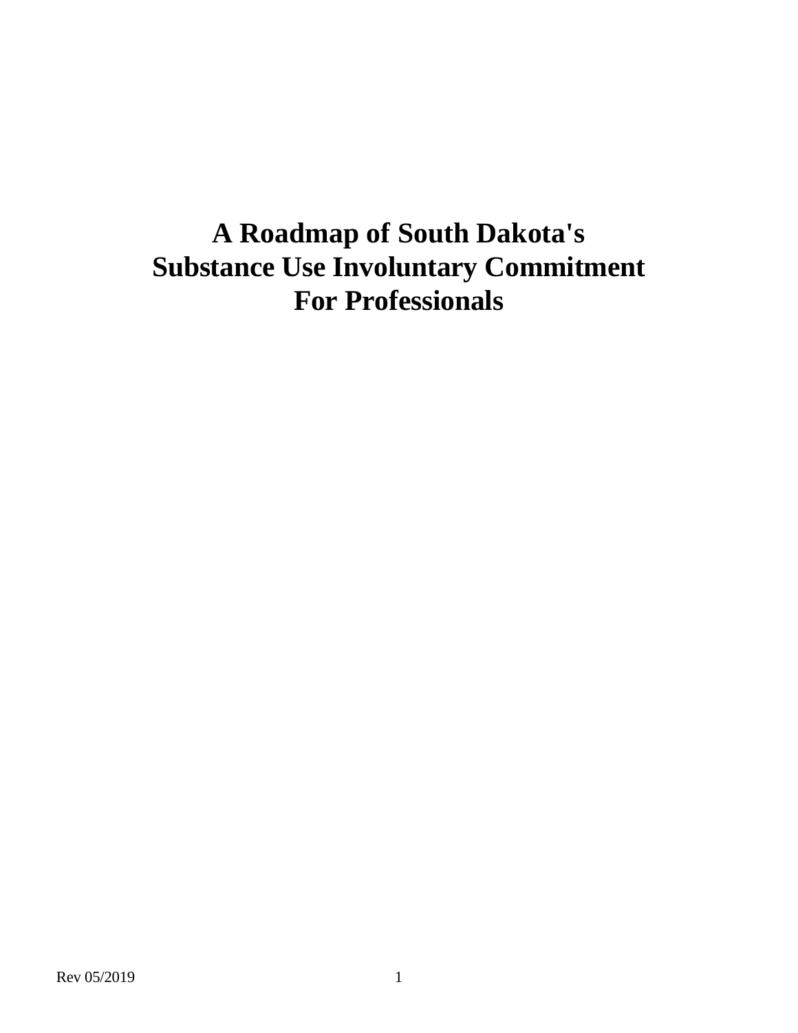# A Roadmap of South Dakota's Substance Use Involuntary Commitment For Professionals

Rev 05/2019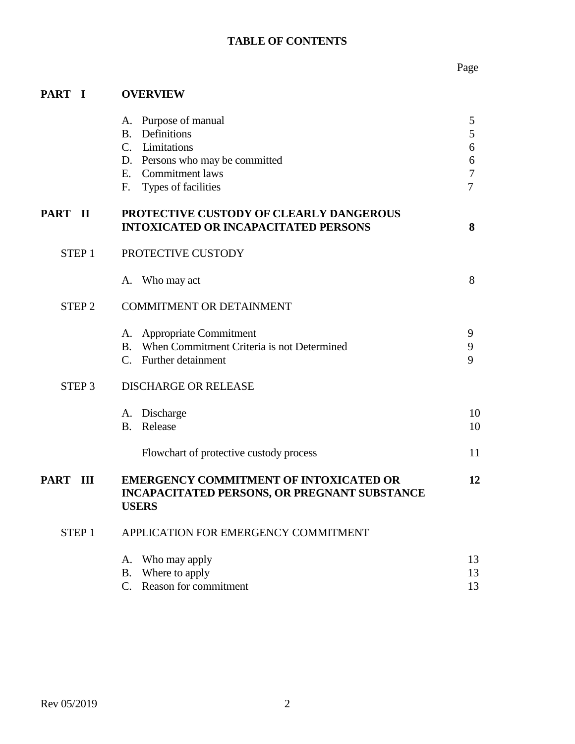# TABLE OF CONTENTS

| | | Page |
|---|---|---|
| **PART I** | **OVERVIEW** | |
| | A. Purpose of manual | 5 |
| | B. Definitions | 5 |
| | C. Limitations | 6 |
| | D. Persons who may be committed | 6 |
| | E. Commitment laws | 7 |
| | F. Types of facilities | 7 |
| **PART II** | **PROTECTIVE CUSTODY OF CLEARLY DANGEROUS INTOXICATED OR INCAPACITATED PERSONS** | **8** |
| STEP 1 | PROTECTIVE CUSTODY | |
| | A. Who may act | 8 |
| STEP 2 | COMMITMENT OR DETAINMENT | |
| | A. Appropriate Commitment | 9 |
| | B. When Commitment Criteria is not Determined | 9 |
| | C. Further detainment | 9 |
| STEP 3 | DISCHARGE OR RELEASE | |
| | A. Discharge | 10 |
| | B. Release | 10 |
| | Flowchart of protective custody process | 11 |
| **PART III** | **EMERGENCY COMMITMENT OF INTOXICATED OR INCAPACITATED PERSONS, OR PREGNANT SUBSTANCE USERS** | **12** |
| STEP 1 | APPLICATION FOR EMERGENCY COMMITMENT | |
| | A. Who may apply | 13 |
| | B. Where to apply | 13 |
| | C. Reason for commitment | 13 |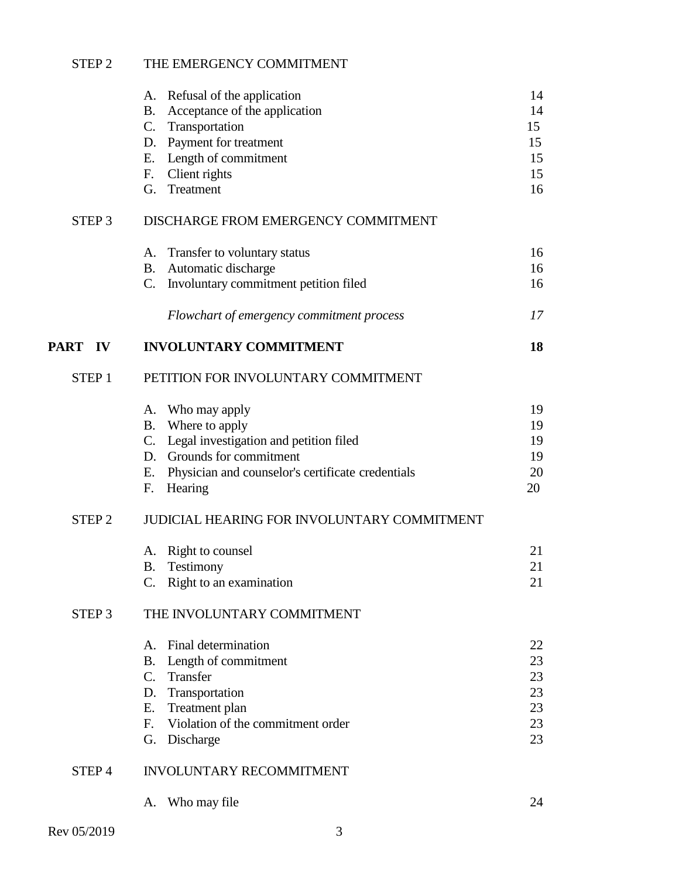| | | |
|---|---|---|
| STEP 2 | THE EMERGENCY COMMITMENT | |
| | A. Refusal of the application | 14 |
| | B. Acceptance of the application | 14 |
| | C. Transportation | 15 |
| | D. Payment for treatment | 15 |
| | E. Length of commitment | 15 |
| | F. Client rights | 15 |
| | G. Treatment | 16 |
| STEP 3 | DISCHARGE FROM EMERGENCY COMMITMENT | |
| | A. Transfer to voluntary status | 16 |
| | B. Automatic discharge | 16 |
| | C. Involuntary commitment petition filed | 16 |
| | *Flowchart of emergency commitment process* | *17* |
| **PART IV** | **INVOLUNTARY COMMITMENT** | **18** |
| STEP 1 | PETITION FOR INVOLUNTARY COMMITMENT | |
| | A. Who may apply | 19 |
| | B. Where to apply | 19 |
| | C. Legal investigation and petition filed | 19 |
| | D. Grounds for commitment | 19 |
| | E. Physician and counselor's certificate credentials | 20 |
| | F. Hearing | 20 |
| STEP 2 | JUDICIAL HEARING FOR INVOLUNTARY COMMITMENT | |
| | A. Right to counsel | 21 |
| | B. Testimony | 21 |
| | C. Right to an examination | 21 |
| STEP 3 | THE INVOLUNTARY COMMITMENT | |
| | A. Final determination | 22 |
| | B. Length of commitment | 23 |
| | C. Transfer | 23 |
| | D. Transportation | 23 |
| | E. Treatment plan | 23 |
| | F. Violation of the commitment order | 23 |
| | G. Discharge | 23 |
| STEP 4 | INVOLUNTARY RECOMMITMENT | |
| | A. Who may file | 24 |

Rev 05/2019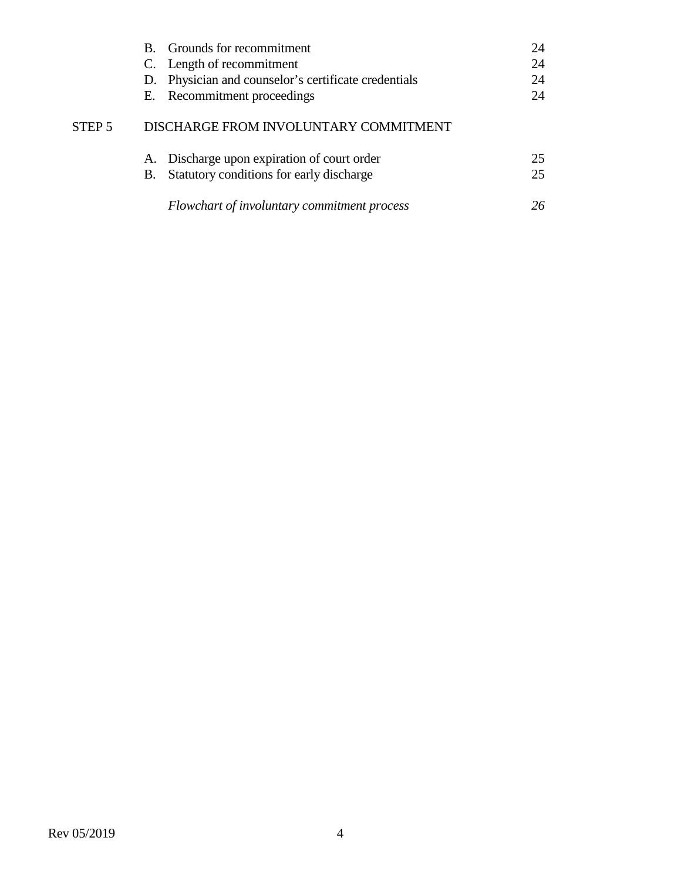| | | |
|---|---|---|
| | B. Grounds for recommitment | 24 |
| | C. Length of recommitment | 24 |
| | D. Physician and counselor's certificate credentials | 24 |
| | E. Recommitment proceedings | 24 |
| STEP 5 | DISCHARGE FROM INVOLUNTARY COMMITMENT | |
| | A. Discharge upon expiration of court order | 25 |
| | B. Statutory conditions for early discharge | 25 |
| | *Flowchart of involuntary commitment process* | *26* |

Rev 05/2019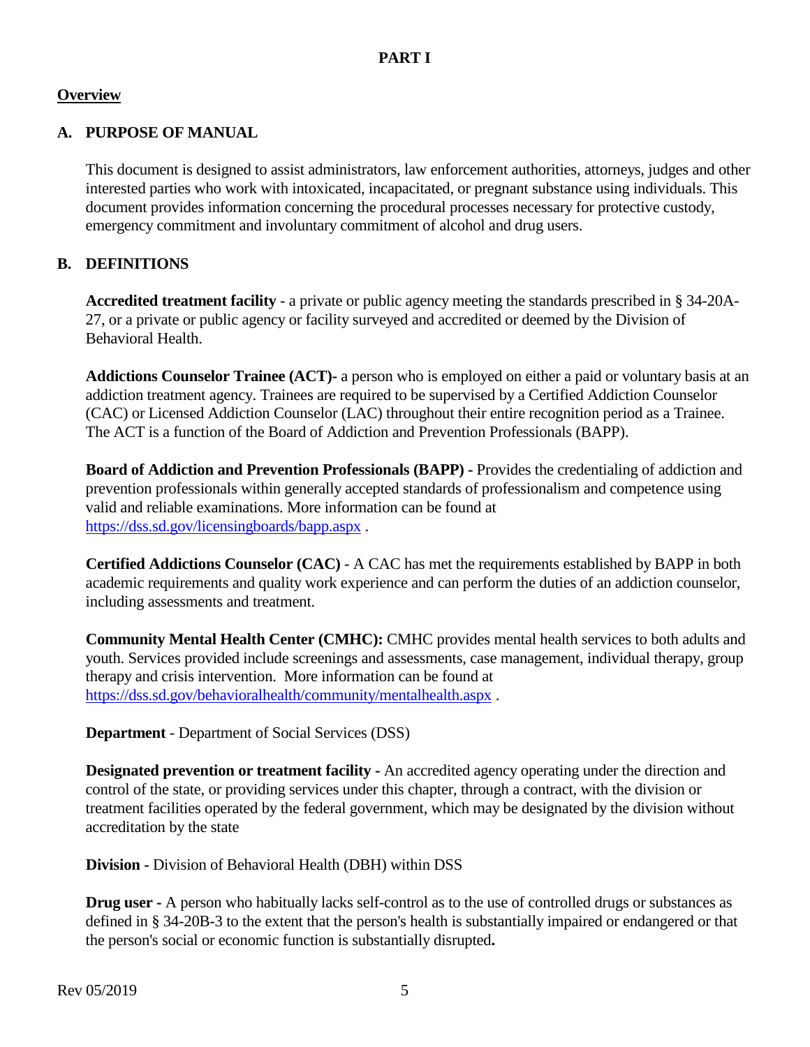# PART I

## Overview

### A. PURPOSE OF MANUAL

This document is designed to assist administrators, law enforcement authorities, attorneys, judges and other interested parties who work with intoxicated, incapacitated, or pregnant substance using individuals. This document provides information concerning the procedural processes necessary for protective custody, emergency commitment and involuntary commitment of alcohol and drug users.

### B. DEFINITIONS

**Accredited treatment facility** - a private or public agency meeting the standards prescribed in § 34-20A-27, or a private or public agency or facility surveyed and accredited or deemed by the Division of Behavioral Health.

**Addictions Counselor Trainee (ACT)-** a person who is employed on either a paid or voluntary basis at an addiction treatment agency. Trainees are required to be supervised by a Certified Addiction Counselor (CAC) or Licensed Addiction Counselor (LAC) throughout their entire recognition period as a Trainee. The ACT is a function of the Board of Addiction and Prevention Professionals (BAPP).

**Board of Addiction and Prevention Professionals (BAPP) -** Provides the credentialing of addiction and prevention professionals within generally accepted standards of professionalism and competence using valid and reliable examinations. More information can be found at https://dss.sd.gov/licensingboards/bapp.aspx .

**Certified Addictions Counselor (CAC)** - A CAC has met the requirements established by BAPP in both academic requirements and quality work experience and can perform the duties of an addiction counselor, including assessments and treatment.

**Community Mental Health Center (CMHC):** CMHC provides mental health services to both adults and youth. Services provided include screenings and assessments, case management, individual therapy, group therapy and crisis intervention. More information can be found at https://dss.sd.gov/behavioralhealth/community/mentalhealth.aspx .

**Department** - Department of Social Services (DSS)

**Designated prevention or treatment facility -** An accredited agency operating under the direction and control of the state, or providing services under this chapter, through a contract, with the division or treatment facilities operated by the federal government, which may be designated by the division without accreditation by the state

**Division -** Division of Behavioral Health (DBH) within DSS

**Drug user -** A person who habitually lacks self-control as to the use of controlled drugs or substances as defined in § 34-20B-3 to the extent that the person's health is substantially impaired or endangered or that the person's social or economic function is substantially disrupted**.**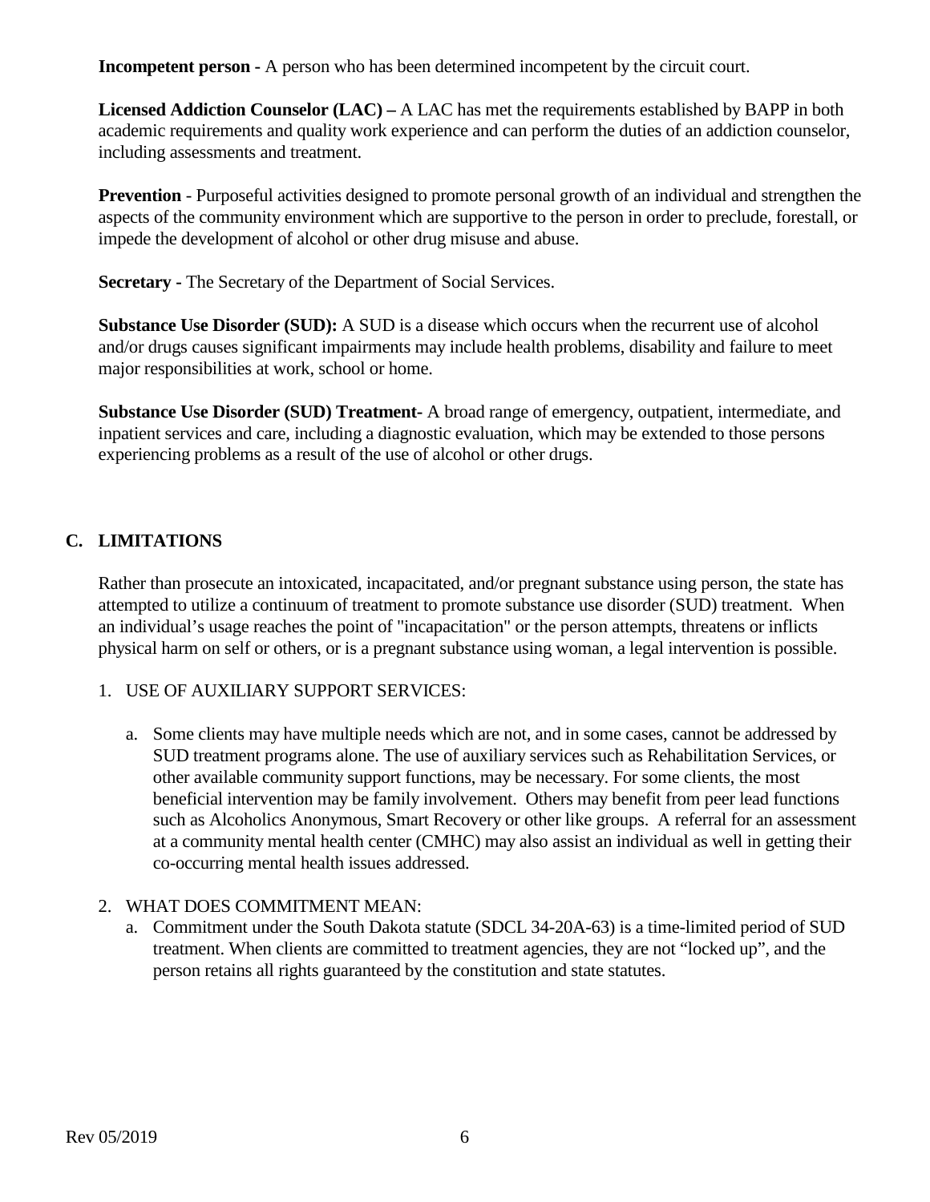**Incompetent person -** A person who has been determined incompetent by the circuit court.

**Licensed Addiction Counselor (LAC) –** A LAC has met the requirements established by BAPP in both academic requirements and quality work experience and can perform the duties of an addiction counselor, including assessments and treatment.

**Prevention** - Purposeful activities designed to promote personal growth of an individual and strengthen the aspects of the community environment which are supportive to the person in order to preclude, forestall, or impede the development of alcohol or other drug misuse and abuse.

**Secretary -** The Secretary of the Department of Social Services.

**Substance Use Disorder (SUD):** A SUD is a disease which occurs when the recurrent use of alcohol and/or drugs causes significant impairments may include health problems, disability and failure to meet major responsibilities at work, school or home.

**Substance Use Disorder (SUD) Treatment**- A broad range of emergency, outpatient, intermediate, and inpatient services and care, including a diagnostic evaluation, which may be extended to those persons experiencing problems as a result of the use of alcohol or other drugs.

## C. LIMITATIONS

Rather than prosecute an intoxicated, incapacitated, and/or pregnant substance using person, the state has attempted to utilize a continuum of treatment to promote substance use disorder (SUD) treatment. When an individual's usage reaches the point of "incapacitation" or the person attempts, threatens or inflicts physical harm on self or others, or is a pregnant substance using woman, a legal intervention is possible.

1. USE OF AUXILIARY SUPPORT SERVICES:

   a. Some clients may have multiple needs which are not, and in some cases, cannot be addressed by SUD treatment programs alone. The use of auxiliary services such as Rehabilitation Services, or other available community support functions, may be necessary. For some clients, the most beneficial intervention may be family involvement. Others may benefit from peer lead functions such as Alcoholics Anonymous, Smart Recovery or other like groups. A referral for an assessment at a community mental health center (CMHC) may also assist an individual as well in getting their co-occurring mental health issues addressed.

2. WHAT DOES COMMITMENT MEAN:

   a. Commitment under the South Dakota statute (SDCL 34-20A-63) is a time-limited period of SUD treatment. When clients are committed to treatment agencies, they are not "locked up", and the person retains all rights guaranteed by the constitution and state statutes.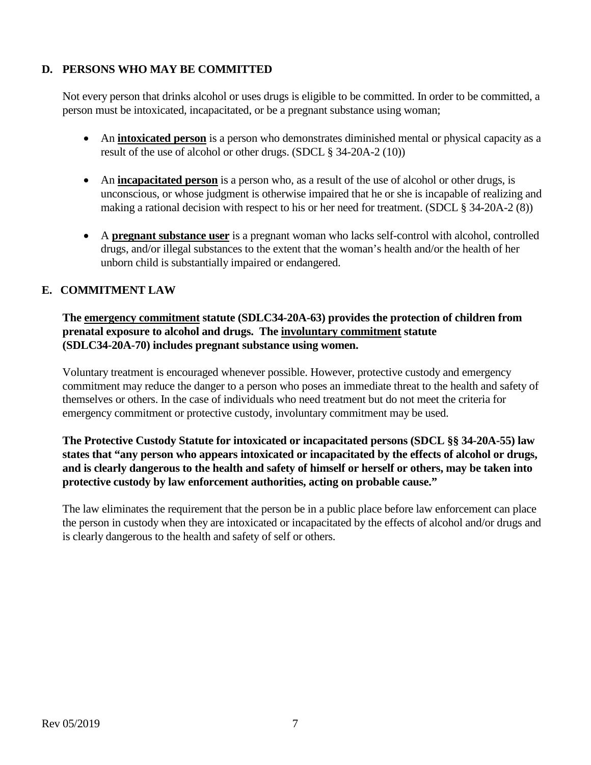## D. PERSONS WHO MAY BE COMMITTED

Not every person that drinks alcohol or uses drugs is eligible to be committed. In order to be committed, a person must be intoxicated, incapacitated, or be a pregnant substance using woman;

- An **intoxicated person** is a person who demonstrates diminished mental or physical capacity as a result of the use of alcohol or other drugs. (SDCL § 34-20A-2 (10))
- An **incapacitated person** is a person who, as a result of the use of alcohol or other drugs, is unconscious, or whose judgment is otherwise impaired that he or she is incapable of realizing and making a rational decision with respect to his or her need for treatment. (SDCL § 34-20A-2 (8))
- A **pregnant substance user** is a pregnant woman who lacks self-control with alcohol, controlled drugs, and/or illegal substances to the extent that the woman's health and/or the health of her unborn child is substantially impaired or endangered.

## E. COMMITMENT LAW

**The emergency commitment statute (SDLC34-20A-63) provides the protection of children from prenatal exposure to alcohol and drugs. The involuntary commitment statute (SDLC34-20A-70) includes pregnant substance using women.**

Voluntary treatment is encouraged whenever possible. However, protective custody and emergency commitment may reduce the danger to a person who poses an immediate threat to the health and safety of themselves or others. In the case of individuals who need treatment but do not meet the criteria for emergency commitment or protective custody, involuntary commitment may be used.

**The Protective Custody Statute for intoxicated or incapacitated persons (SDCL §§ 34-20A-55) law states that "any person who appears intoxicated or incapacitated by the effects of alcohol or drugs, and is clearly dangerous to the health and safety of himself or herself or others, may be taken into protective custody by law enforcement authorities, acting on probable cause."**

The law eliminates the requirement that the person be in a public place before law enforcement can place the person in custody when they are intoxicated or incapacitated by the effects of alcohol and/or drugs and is clearly dangerous to the health and safety of self or others.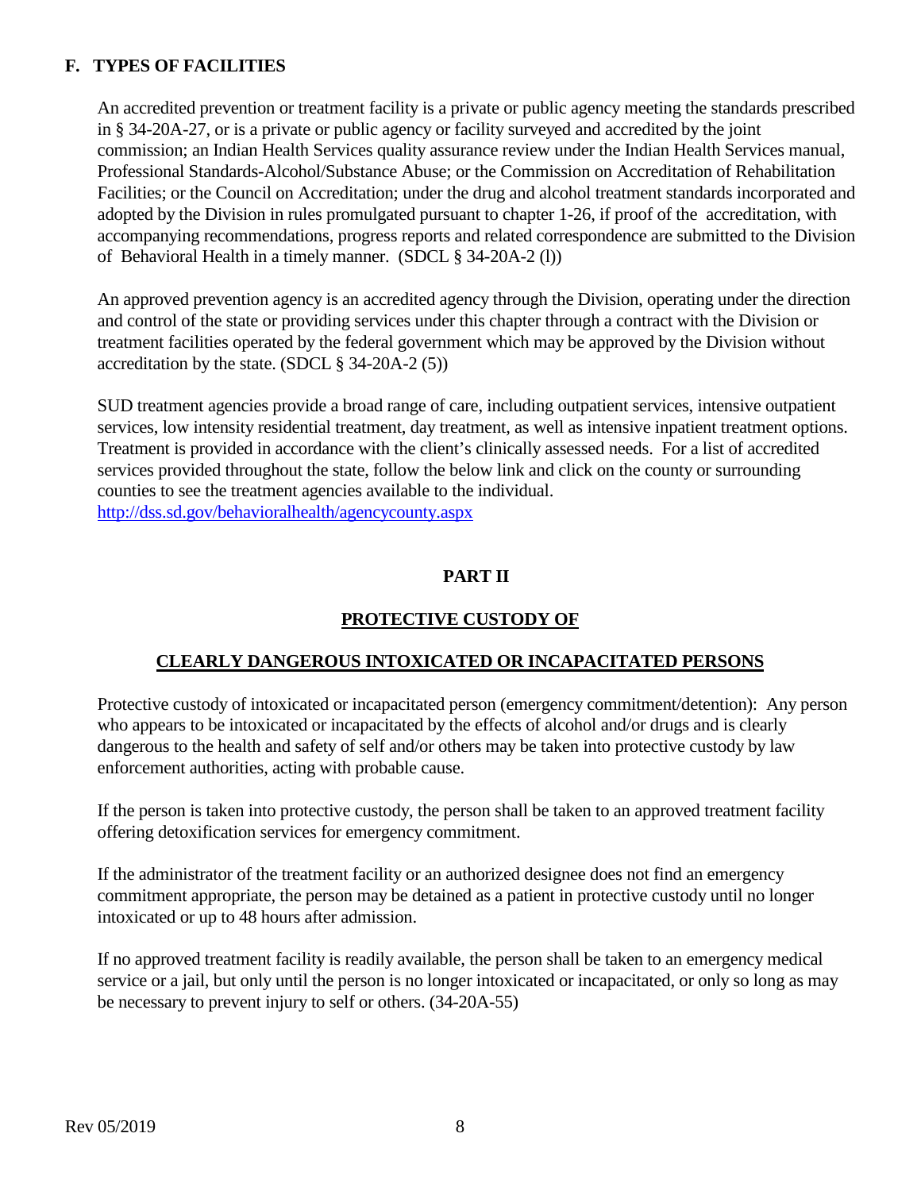## F. TYPES OF FACILITIES

An accredited prevention or treatment facility is a private or public agency meeting the standards prescribed in § 34-20A-27, or is a private or public agency or facility surveyed and accredited by the joint commission; an Indian Health Services quality assurance review under the Indian Health Services manual, Professional Standards-Alcohol/Substance Abuse; or the Commission on Accreditation of Rehabilitation Facilities; or the Council on Accreditation; under the drug and alcohol treatment standards incorporated and adopted by the Division in rules promulgated pursuant to chapter 1-26, if proof of the accreditation, with accompanying recommendations, progress reports and related correspondence are submitted to the Division of Behavioral Health in a timely manner. (SDCL § 34-20A-2 (l))

An approved prevention agency is an accredited agency through the Division, operating under the direction and control of the state or providing services under this chapter through a contract with the Division or treatment facilities operated by the federal government which may be approved by the Division without accreditation by the state. (SDCL § 34-20A-2 (5))

SUD treatment agencies provide a broad range of care, including outpatient services, intensive outpatient services, low intensity residential treatment, day treatment, as well as intensive inpatient treatment options. Treatment is provided in accordance with the client's clinically assessed needs. For a list of accredited services provided throughout the state, follow the below link and click on the county or surrounding counties to see the treatment agencies available to the individual.
http://dss.sd.gov/behavioralhealth/agencycounty.aspx

# PART II

## PROTECTIVE CUSTODY OF

## CLEARLY DANGEROUS INTOXICATED OR INCAPACITATED PERSONS

Protective custody of intoxicated or incapacitated person (emergency commitment/detention): Any person who appears to be intoxicated or incapacitated by the effects of alcohol and/or drugs and is clearly dangerous to the health and safety of self and/or others may be taken into protective custody by law enforcement authorities, acting with probable cause.

If the person is taken into protective custody, the person shall be taken to an approved treatment facility offering detoxification services for emergency commitment.

If the administrator of the treatment facility or an authorized designee does not find an emergency commitment appropriate, the person may be detained as a patient in protective custody until no longer intoxicated or up to 48 hours after admission.

If no approved treatment facility is readily available, the person shall be taken to an emergency medical service or a jail, but only until the person is no longer intoxicated or incapacitated, or only so long as may be necessary to prevent injury to self or others. (34-20A-55)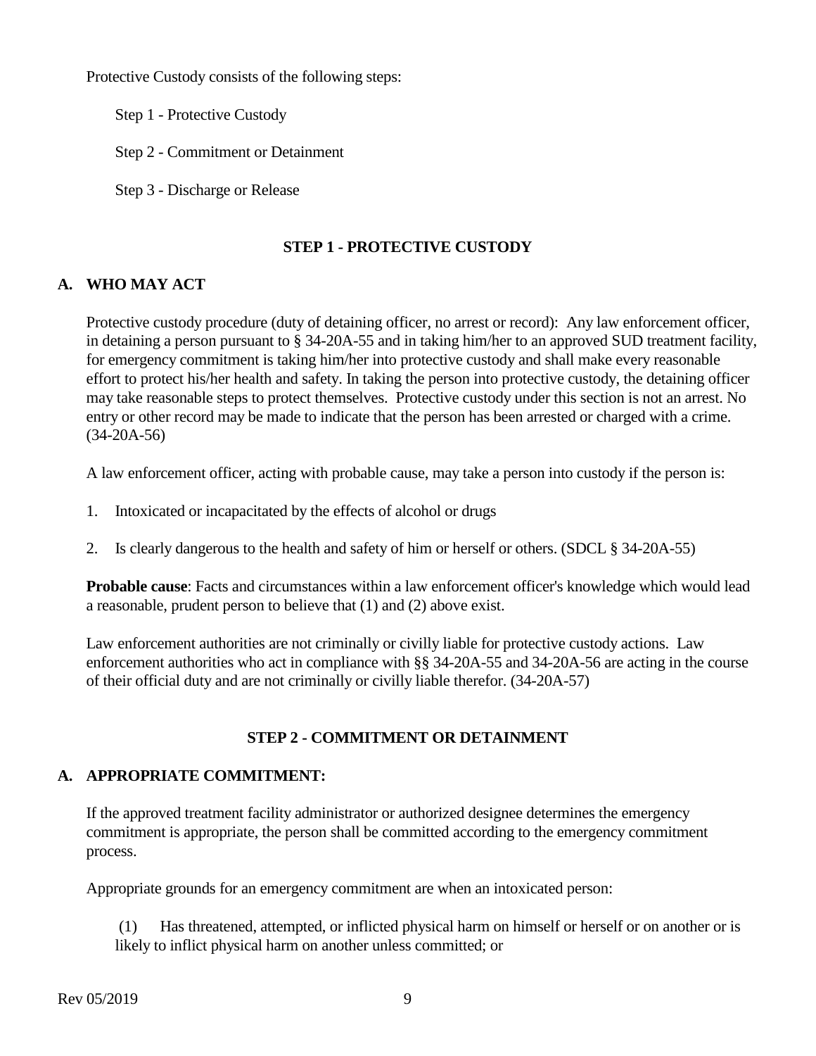Protective Custody consists of the following steps:

Step 1 - Protective Custody

Step 2 - Commitment or Detainment

Step 3 - Discharge or Release

## STEP 1 - PROTECTIVE CUSTODY

### A. WHO MAY ACT

Protective custody procedure (duty of detaining officer, no arrest or record): Any law enforcement officer, in detaining a person pursuant to § 34-20A-55 and in taking him/her to an approved SUD treatment facility, for emergency commitment is taking him/her into protective custody and shall make every reasonable effort to protect his/her health and safety. In taking the person into protective custody, the detaining officer may take reasonable steps to protect themselves. Protective custody under this section is not an arrest. No entry or other record may be made to indicate that the person has been arrested or charged with a crime. (34-20A-56)

A law enforcement officer, acting with probable cause, may take a person into custody if the person is:

1. Intoxicated or incapacitated by the effects of alcohol or drugs
2. Is clearly dangerous to the health and safety of him or herself or others. (SDCL § 34-20A-55)

**Probable cause**: Facts and circumstances within a law enforcement officer's knowledge which would lead a reasonable, prudent person to believe that (1) and (2) above exist.

Law enforcement authorities are not criminally or civilly liable for protective custody actions. Law enforcement authorities who act in compliance with §§ 34-20A-55 and 34-20A-56 are acting in the course of their official duty and are not criminally or civilly liable therefor. (34-20A-57)

## STEP 2 - COMMITMENT OR DETAINMENT

### A. APPROPRIATE COMMITMENT:

If the approved treatment facility administrator or authorized designee determines the emergency commitment is appropriate, the person shall be committed according to the emergency commitment process.

Appropriate grounds for an emergency commitment are when an intoxicated person:

(1) Has threatened, attempted, or inflicted physical harm on himself or herself or on another or is likely to inflict physical harm on another unless committed; or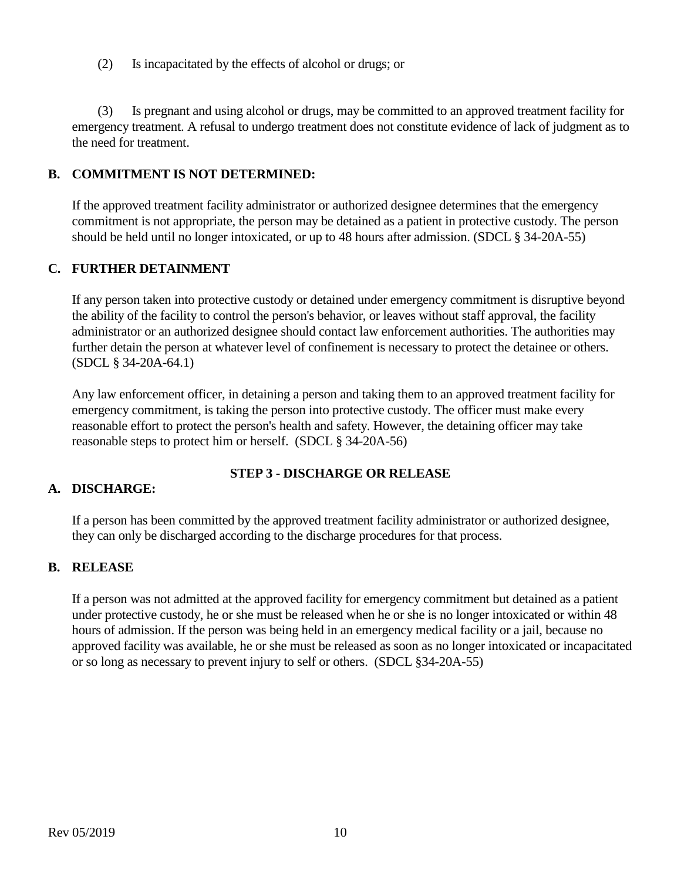(2) Is incapacitated by the effects of alcohol or drugs; or

(3) Is pregnant and using alcohol or drugs, may be committed to an approved treatment facility for emergency treatment. A refusal to undergo treatment does not constitute evidence of lack of judgment as to the need for treatment.

### B. COMMITMENT IS NOT DETERMINED:

If the approved treatment facility administrator or authorized designee determines that the emergency commitment is not appropriate, the person may be detained as a patient in protective custody. The person should be held until no longer intoxicated, or up to 48 hours after admission. (SDCL § 34-20A-55)

### C. FURTHER DETAINMENT

If any person taken into protective custody or detained under emergency commitment is disruptive beyond the ability of the facility to control the person's behavior, or leaves without staff approval, the facility administrator or an authorized designee should contact law enforcement authorities. The authorities may further detain the person at whatever level of confinement is necessary to protect the detainee or others. (SDCL § 34-20A-64.1)

Any law enforcement officer, in detaining a person and taking them to an approved treatment facility for emergency commitment, is taking the person into protective custody. The officer must make every reasonable effort to protect the person's health and safety. However, the detaining officer may take reasonable steps to protect him or herself. (SDCL § 34-20A-56)

## STEP 3 - DISCHARGE OR RELEASE

### A. DISCHARGE:

If a person has been committed by the approved treatment facility administrator or authorized designee, they can only be discharged according to the discharge procedures for that process.

### B. RELEASE

If a person was not admitted at the approved facility for emergency commitment but detained as a patient under protective custody, he or she must be released when he or she is no longer intoxicated or within 48 hours of admission. If the person was being held in an emergency medical facility or a jail, because no approved facility was available, he or she must be released as soon as no longer intoxicated or incapacitated or so long as necessary to prevent injury to self or others. (SDCL §34-20A-55)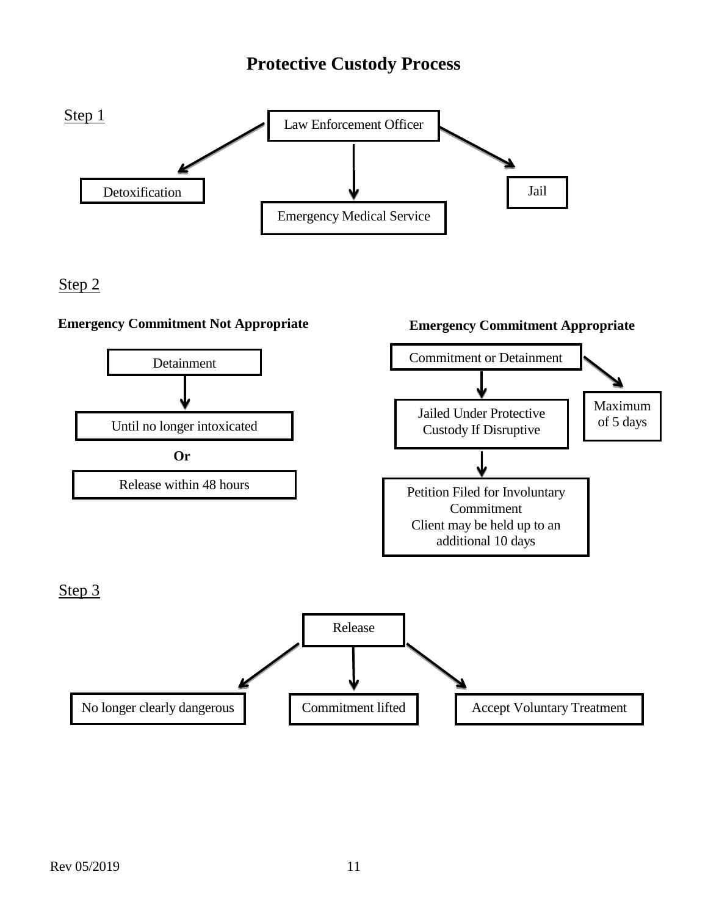# Protective Custody Process

Step 1

Law Enforcement Officer

- Detoxification
- Emergency Medical Service
- Jail

Step 2

**Emergency Commitment Not Appropriate**

Detainment

Until no longer intoxicated

**Or**

Release within 48 hours

**Emergency Commitment Appropriate**

Commitment or Detainment

Maximum of 5 days

Jailed Under Protective Custody If Disruptive

Petition Filed for Involuntary Commitment
Client may be held up to an additional 10 days

Step 3

Release

- No longer clearly dangerous
- Commitment lifted
- Accept Voluntary Treatment

Rev 05/2019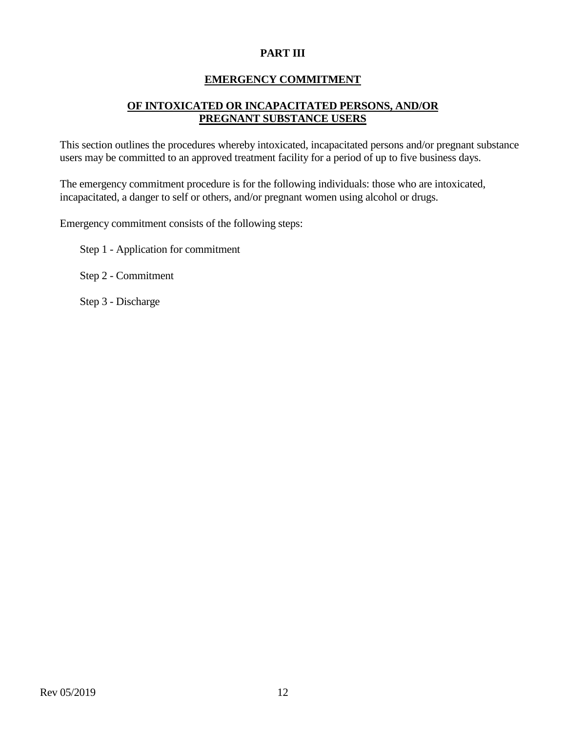# PART III

## EMERGENCY COMMITMENT

## OF INTOXICATED OR INCAPACITATED PERSONS, AND/OR PREGNANT SUBSTANCE USERS

This section outlines the procedures whereby intoxicated, incapacitated persons and/or pregnant substance users may be committed to an approved treatment facility for a period of up to five business days.

The emergency commitment procedure is for the following individuals: those who are intoxicated, incapacitated, a danger to self or others, and/or pregnant women using alcohol or drugs.

Emergency commitment consists of the following steps:

Step 1 - Application for commitment

Step 2 - Commitment

Step 3 - Discharge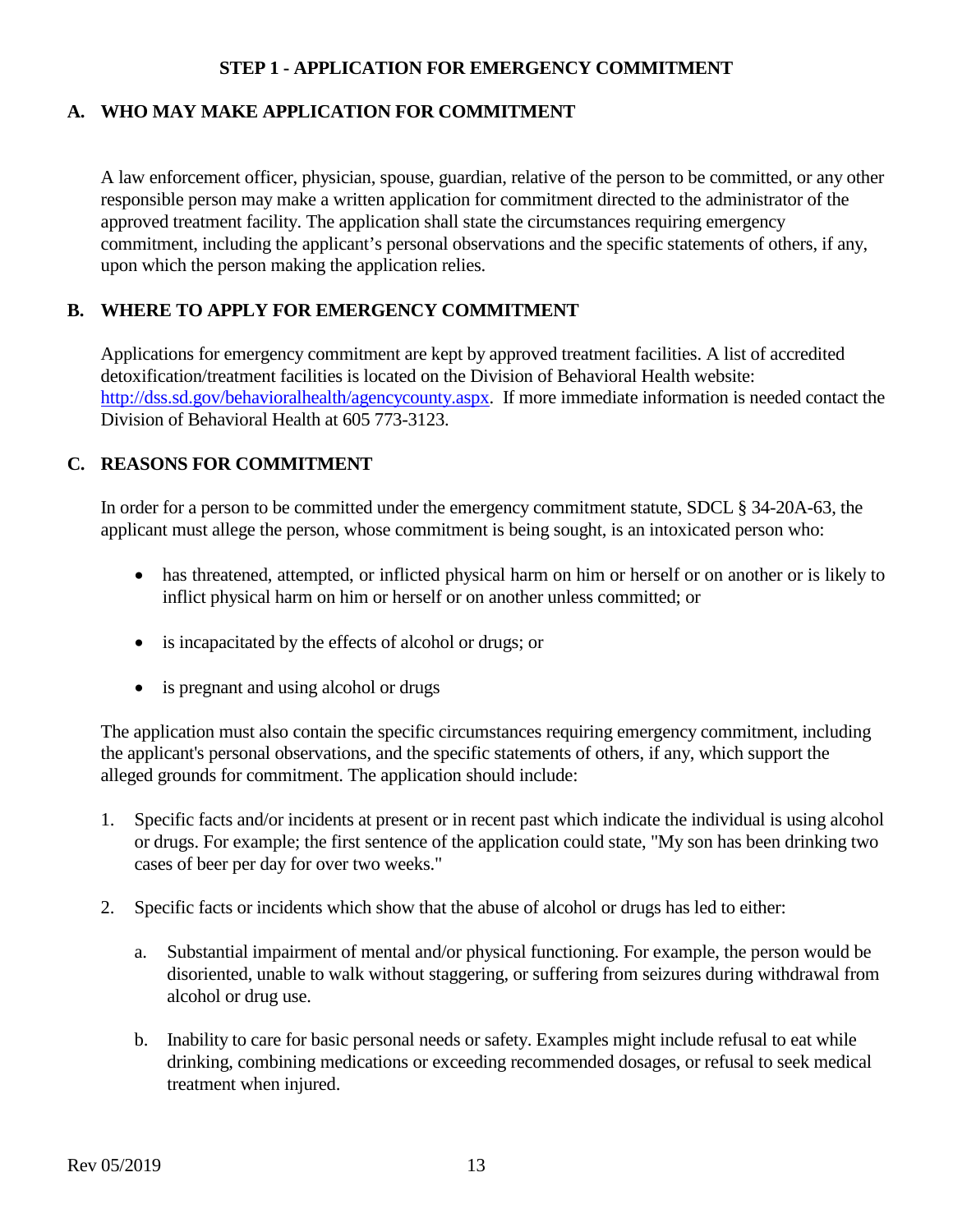# STEP 1 - APPLICATION FOR EMERGENCY COMMITMENT

## A. WHO MAY MAKE APPLICATION FOR COMMITMENT

A law enforcement officer, physician, spouse, guardian, relative of the person to be committed, or any other responsible person may make a written application for commitment directed to the administrator of the approved treatment facility. The application shall state the circumstances requiring emergency commitment, including the applicant's personal observations and the specific statements of others, if any, upon which the person making the application relies.

## B. WHERE TO APPLY FOR EMERGENCY COMMITMENT

Applications for emergency commitment are kept by approved treatment facilities. A list of accredited detoxification/treatment facilities is located on the Division of Behavioral Health website: [http://dss.sd.gov/behavioralhealth/agencycounty.aspx](http://dss.sd.gov/behavioralhealth/agencycounty.aspx). If more immediate information is needed contact the Division of Behavioral Health at 605 773-3123.

## C. REASONS FOR COMMITMENT

In order for a person to be committed under the emergency commitment statute, SDCL § 34-20A-63, the applicant must allege the person, whose commitment is being sought, is an intoxicated person who:

- has threatened, attempted, or inflicted physical harm on him or herself or on another or is likely to inflict physical harm on him or herself or on another unless committed; or
- is incapacitated by the effects of alcohol or drugs; or
- is pregnant and using alcohol or drugs

The application must also contain the specific circumstances requiring emergency commitment, including the applicant's personal observations, and the specific statements of others, if any, which support the alleged grounds for commitment. The application should include:

1. Specific facts and/or incidents at present or in recent past which indicate the individual is using alcohol or drugs. For example; the first sentence of the application could state, "My son has been drinking two cases of beer per day for over two weeks."
2. Specific facts or incidents which show that the abuse of alcohol or drugs has led to either:
   a. Substantial impairment of mental and/or physical functioning. For example, the person would be disoriented, unable to walk without staggering, or suffering from seizures during withdrawal from alcohol or drug use.
   b. Inability to care for basic personal needs or safety. Examples might include refusal to eat while drinking, combining medications or exceeding recommended dosages, or refusal to seek medical treatment when injured.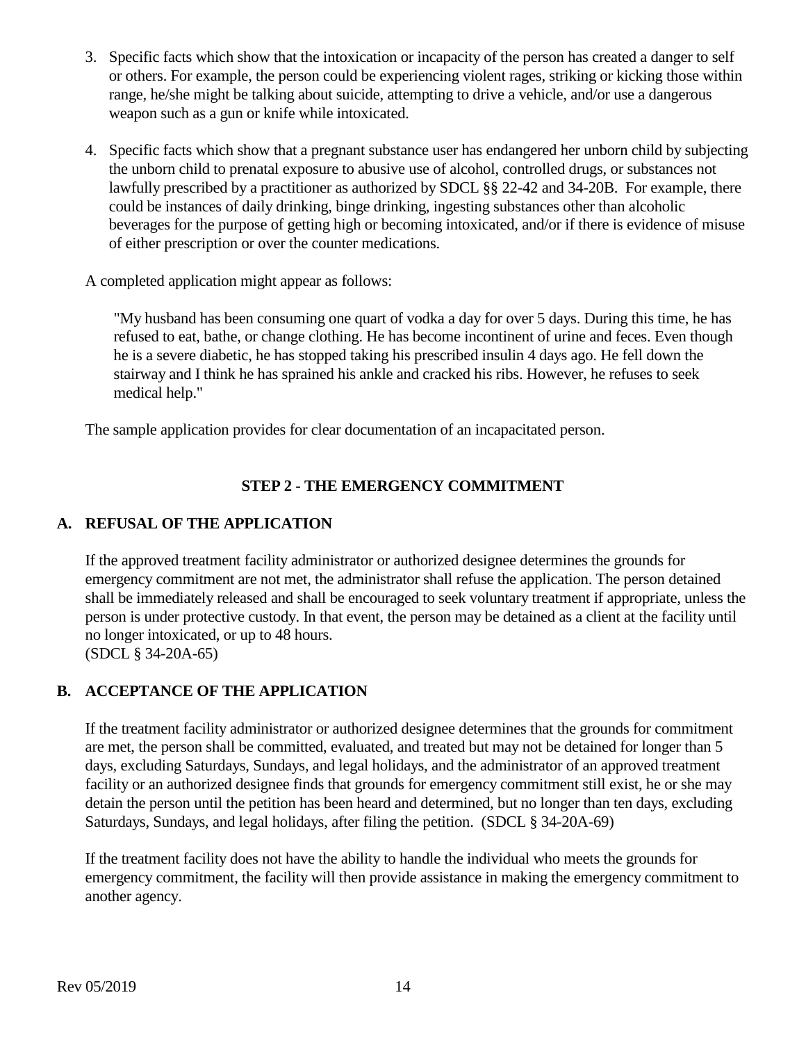3. Specific facts which show that the intoxication or incapacity of the person has created a danger to self or others. For example, the person could be experiencing violent rages, striking or kicking those within range, he/she might be talking about suicide, attempting to drive a vehicle, and/or use a dangerous weapon such as a gun or knife while intoxicated.

4. Specific facts which show that a pregnant substance user has endangered her unborn child by subjecting the unborn child to prenatal exposure to abusive use of alcohol, controlled drugs, or substances not lawfully prescribed by a practitioner as authorized by SDCL §§ 22-42 and 34-20B. For example, there could be instances of daily drinking, binge drinking, ingesting substances other than alcoholic beverages for the purpose of getting high or becoming intoxicated, and/or if there is evidence of misuse of either prescription or over the counter medications.

A completed application might appear as follows:

> "My husband has been consuming one quart of vodka a day for over 5 days. During this time, he has refused to eat, bathe, or change clothing. He has become incontinent of urine and feces. Even though he is a severe diabetic, he has stopped taking his prescribed insulin 4 days ago. He fell down the stairway and I think he has sprained his ankle and cracked his ribs. However, he refuses to seek medical help."

The sample application provides for clear documentation of an incapacitated person.

## STEP 2 - THE EMERGENCY COMMITMENT

### A. REFUSAL OF THE APPLICATION

If the approved treatment facility administrator or authorized designee determines the grounds for emergency commitment are not met, the administrator shall refuse the application. The person detained shall be immediately released and shall be encouraged to seek voluntary treatment if appropriate, unless the person is under protective custody. In that event, the person may be detained as a client at the facility until no longer intoxicated, or up to 48 hours.
(SDCL § 34-20A-65)

### B. ACCEPTANCE OF THE APPLICATION

If the treatment facility administrator or authorized designee determines that the grounds for commitment are met, the person shall be committed, evaluated, and treated but may not be detained for longer than 5 days, excluding Saturdays, Sundays, and legal holidays, and the administrator of an approved treatment facility or an authorized designee finds that grounds for emergency commitment still exist, he or she may detain the person until the petition has been heard and determined, but no longer than ten days, excluding Saturdays, Sundays, and legal holidays, after filing the petition. (SDCL § 34-20A-69)

If the treatment facility does not have the ability to handle the individual who meets the grounds for emergency commitment, the facility will then provide assistance in making the emergency commitment to another agency.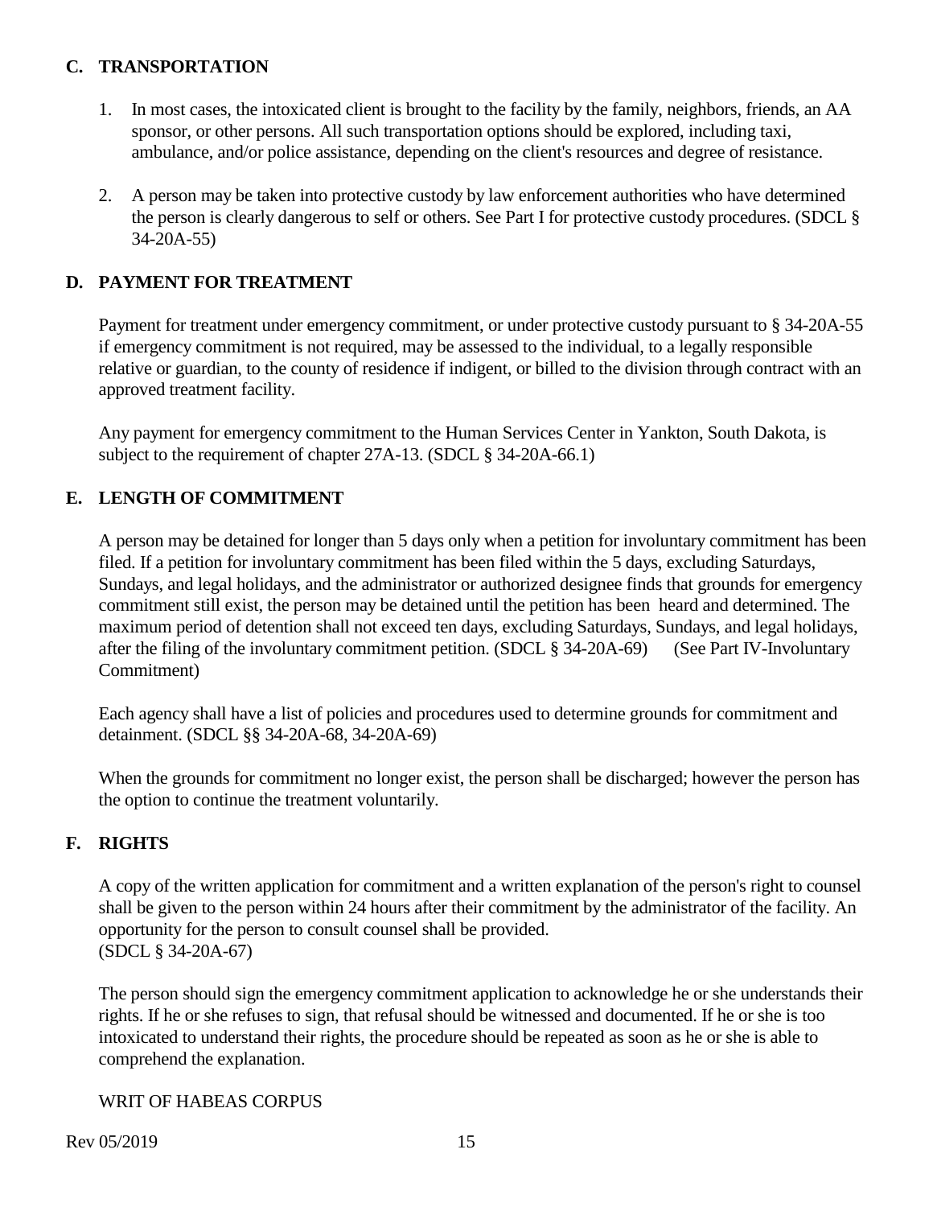## C. TRANSPORTATION

1. In most cases, the intoxicated client is brought to the facility by the family, neighbors, friends, an AA sponsor, or other persons. All such transportation options should be explored, including taxi, ambulance, and/or police assistance, depending on the client's resources and degree of resistance.

2. A person may be taken into protective custody by law enforcement authorities who have determined the person is clearly dangerous to self or others. See Part I for protective custody procedures. (SDCL § 34-20A-55)

## D. PAYMENT FOR TREATMENT

Payment for treatment under emergency commitment, or under protective custody pursuant to § 34-20A-55 if emergency commitment is not required, may be assessed to the individual, to a legally responsible relative or guardian, to the county of residence if indigent, or billed to the division through contract with an approved treatment facility.

Any payment for emergency commitment to the Human Services Center in Yankton, South Dakota, is subject to the requirement of chapter 27A-13. (SDCL § 34-20A-66.1)

## E. LENGTH OF COMMITMENT

A person may be detained for longer than 5 days only when a petition for involuntary commitment has been filed. If a petition for involuntary commitment has been filed within the 5 days, excluding Saturdays, Sundays, and legal holidays, and the administrator or authorized designee finds that grounds for emergency commitment still exist, the person may be detained until the petition has been heard and determined. The maximum period of detention shall not exceed ten days, excluding Saturdays, Sundays, and legal holidays, after the filing of the involuntary commitment petition. (SDCL § 34-20A-69) (See Part IV-Involuntary Commitment)

Each agency shall have a list of policies and procedures used to determine grounds for commitment and detainment. (SDCL §§ 34-20A-68, 34-20A-69)

When the grounds for commitment no longer exist, the person shall be discharged; however the person has the option to continue the treatment voluntarily.

## F. RIGHTS

A copy of the written application for commitment and a written explanation of the person's right to counsel shall be given to the person within 24 hours after their commitment by the administrator of the facility. An opportunity for the person to consult counsel shall be provided.
(SDCL § 34-20A-67)

The person should sign the emergency commitment application to acknowledge he or she understands their rights. If he or she refuses to sign, that refusal should be witnessed and documented. If he or she is too intoxicated to understand their rights, the procedure should be repeated as soon as he or she is able to comprehend the explanation.

WRIT OF HABEAS CORPUS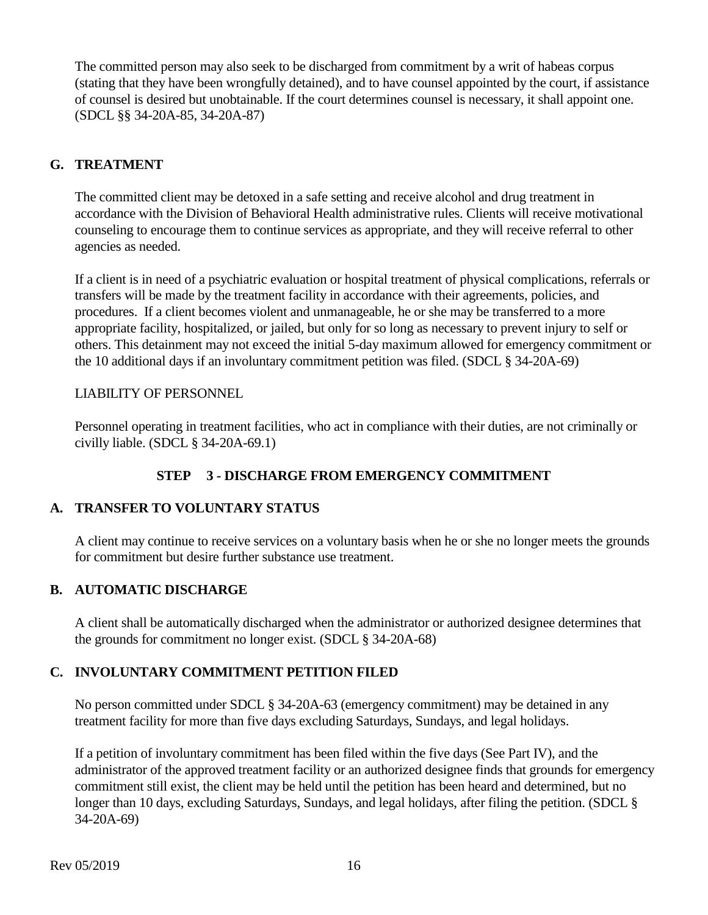The committed person may also seek to be discharged from commitment by a writ of habeas corpus (stating that they have been wrongfully detained), and to have counsel appointed by the court, if assistance of counsel is desired but unobtainable. If the court determines counsel is necessary, it shall appoint one. (SDCL §§ 34-20A-85, 34-20A-87)

### G. TREATMENT

The committed client may be detoxed in a safe setting and receive alcohol and drug treatment in accordance with the Division of Behavioral Health administrative rules. Clients will receive motivational counseling to encourage them to continue services as appropriate, and they will receive referral to other agencies as needed.

If a client is in need of a psychiatric evaluation or hospital treatment of physical complications, referrals or transfers will be made by the treatment facility in accordance with their agreements, policies, and procedures. If a client becomes violent and unmanageable, he or she may be transferred to a more appropriate facility, hospitalized, or jailed, but only for so long as necessary to prevent injury to self or others. This detainment may not exceed the initial 5-day maximum allowed for emergency commitment or the 10 additional days if an involuntary commitment petition was filed. (SDCL § 34-20A-69)

LIABILITY OF PERSONNEL

Personnel operating in treatment facilities, who act in compliance with their duties, are not criminally or civilly liable. (SDCL § 34-20A-69.1)

## STEP 3 - DISCHARGE FROM EMERGENCY COMMITMENT

### A. TRANSFER TO VOLUNTARY STATUS

A client may continue to receive services on a voluntary basis when he or she no longer meets the grounds for commitment but desire further substance use treatment.

### B. AUTOMATIC DISCHARGE

A client shall be automatically discharged when the administrator or authorized designee determines that the grounds for commitment no longer exist. (SDCL § 34-20A-68)

### C. INVOLUNTARY COMMITMENT PETITION FILED

No person committed under SDCL § 34-20A-63 (emergency commitment) may be detained in any treatment facility for more than five days excluding Saturdays, Sundays, and legal holidays.

If a petition of involuntary commitment has been filed within the five days (See Part IV), and the administrator of the approved treatment facility or an authorized designee finds that grounds for emergency commitment still exist, the client may be held until the petition has been heard and determined, but no longer than 10 days, excluding Saturdays, Sundays, and legal holidays, after filing the petition. (SDCL § 34-20A-69)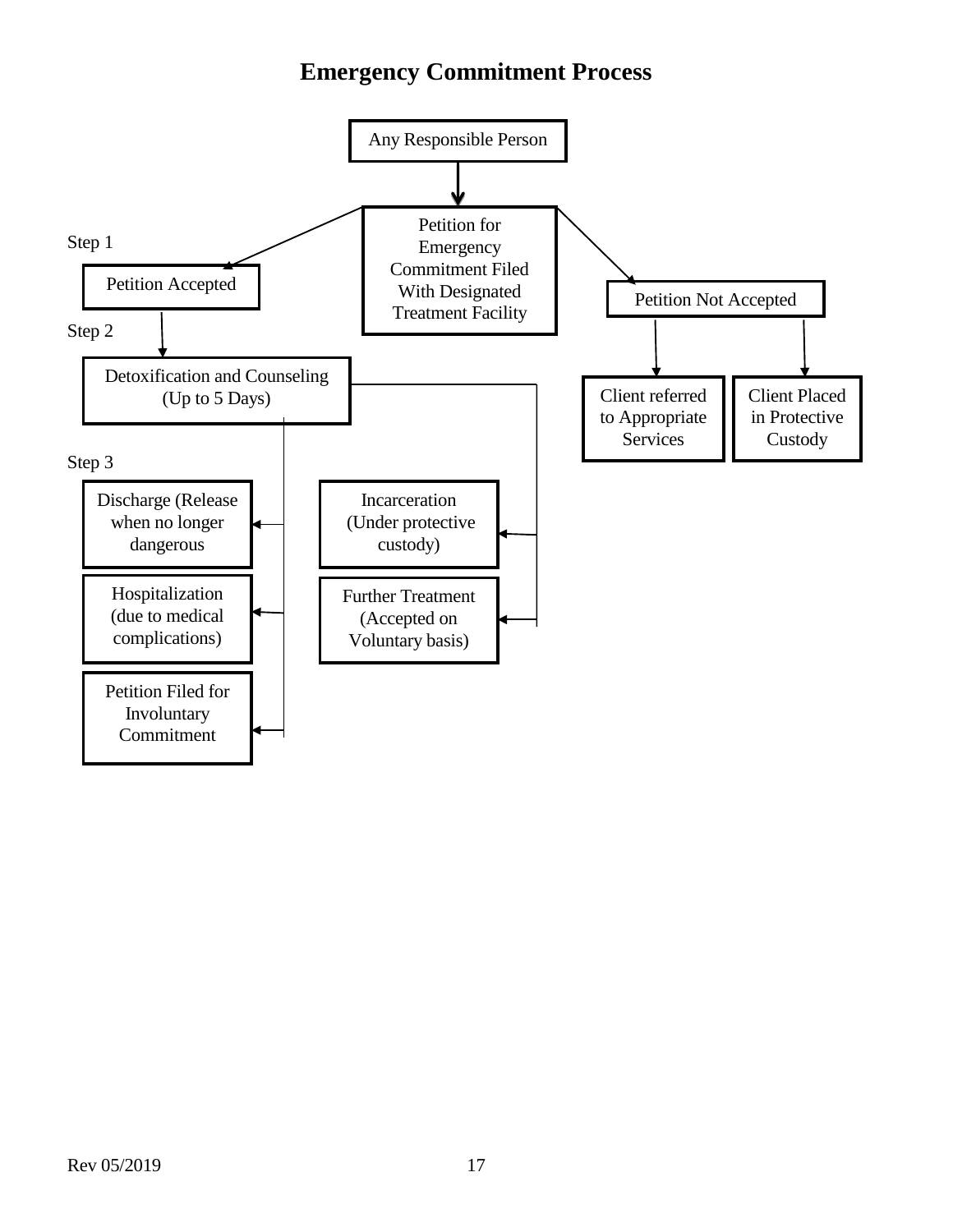# Emergency Commitment Process

Any Responsible Person

↓

Petition for Emergency Commitment Filed With Designated Treatment Facility

**Step 1**

- Petition Accepted
- Petition Not Accepted
  - Client referred to Appropriate Services
  - Client Placed in Protective Custody

**Step 2**

Detoxification and Counseling (Up to 5 Days)

**Step 3**

- Discharge (Release when no longer dangerous
- Hospitalization (due to medical complications)
- Petition Filed for Involuntary Commitment
- Incarceration (Under protective custody)
- Further Treatment (Accepted on Voluntary basis)

Rev 05/2019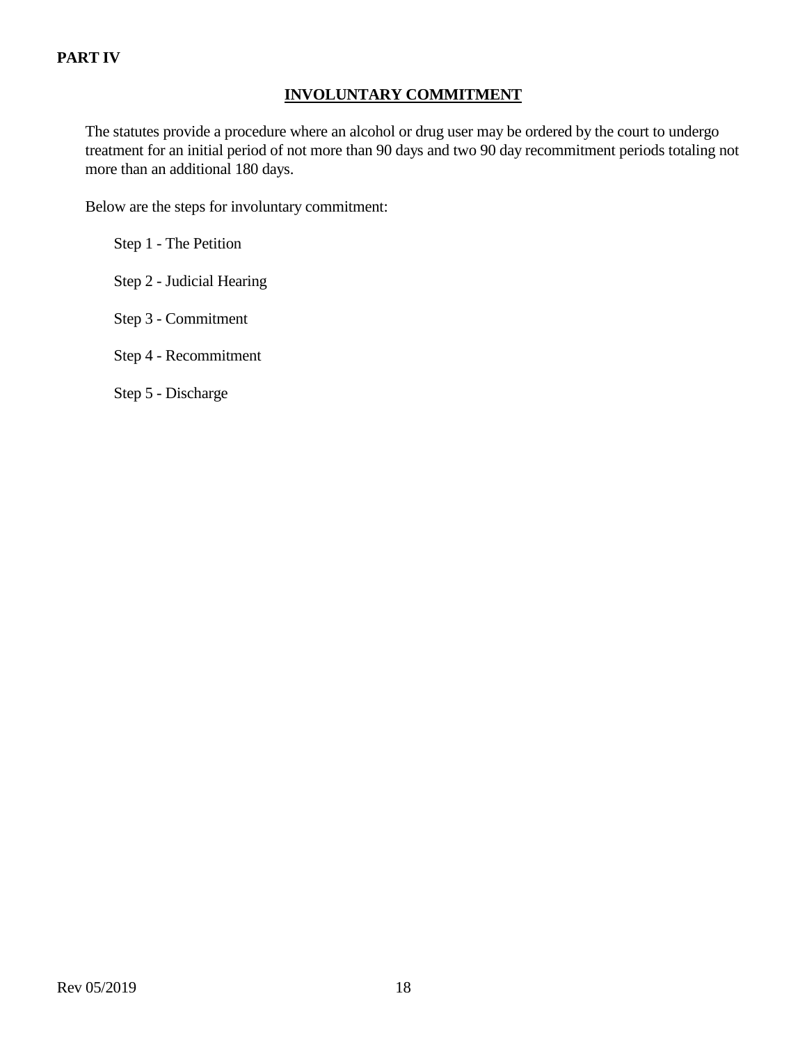**PART IV**

## INVOLUNTARY COMMITMENT

The statutes provide a procedure where an alcohol or drug user may be ordered by the court to undergo treatment for an initial period of not more than 90 days and two 90 day recommitment periods totaling not more than an additional 180 days.

Below are the steps for involuntary commitment:

Step 1 - The Petition

Step 2 - Judicial Hearing

Step 3 - Commitment

Step 4 - Recommitment

Step 5 - Discharge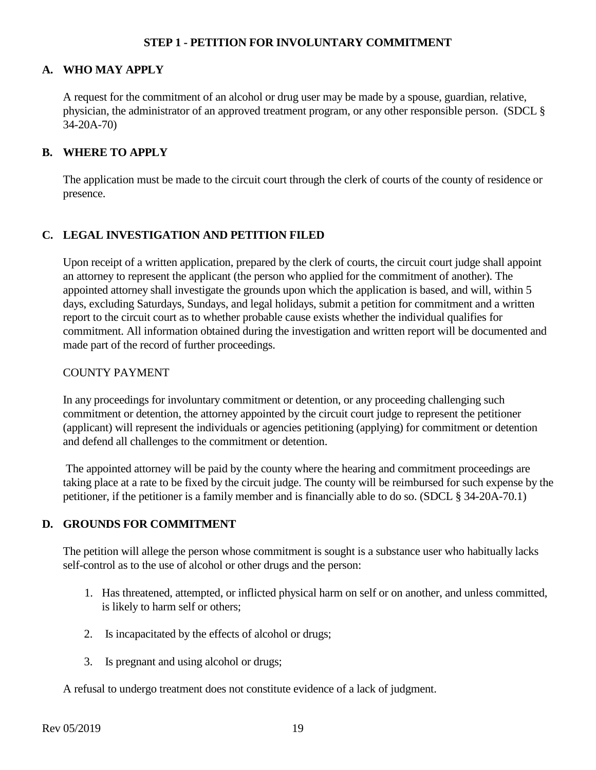## STEP 1 - PETITION FOR INVOLUNTARY COMMITMENT

### A. WHO MAY APPLY

A request for the commitment of an alcohol or drug user may be made by a spouse, guardian, relative, physician, the administrator of an approved treatment program, or any other responsible person. (SDCL § 34-20A-70)

### B. WHERE TO APPLY

The application must be made to the circuit court through the clerk of courts of the county of residence or presence.

### C. LEGAL INVESTIGATION AND PETITION FILED

Upon receipt of a written application, prepared by the clerk of courts, the circuit court judge shall appoint an attorney to represent the applicant (the person who applied for the commitment of another). The appointed attorney shall investigate the grounds upon which the application is based, and will, within 5 days, excluding Saturdays, Sundays, and legal holidays, submit a petition for commitment and a written report to the circuit court as to whether probable cause exists whether the individual qualifies for commitment. All information obtained during the investigation and written report will be documented and made part of the record of further proceedings.

COUNTY PAYMENT

In any proceedings for involuntary commitment or detention, or any proceeding challenging such commitment or detention, the attorney appointed by the circuit court judge to represent the petitioner (applicant) will represent the individuals or agencies petitioning (applying) for commitment or detention and defend all challenges to the commitment or detention.

The appointed attorney will be paid by the county where the hearing and commitment proceedings are taking place at a rate to be fixed by the circuit judge. The county will be reimbursed for such expense by the petitioner, if the petitioner is a family member and is financially able to do so. (SDCL § 34-20A-70.1)

### D. GROUNDS FOR COMMITMENT

The petition will allege the person whose commitment is sought is a substance user who habitually lacks self-control as to the use of alcohol or other drugs and the person:

1. Has threatened, attempted, or inflicted physical harm on self or on another, and unless committed, is likely to harm self or others;
2. Is incapacitated by the effects of alcohol or drugs;
3. Is pregnant and using alcohol or drugs;

A refusal to undergo treatment does not constitute evidence of a lack of judgment.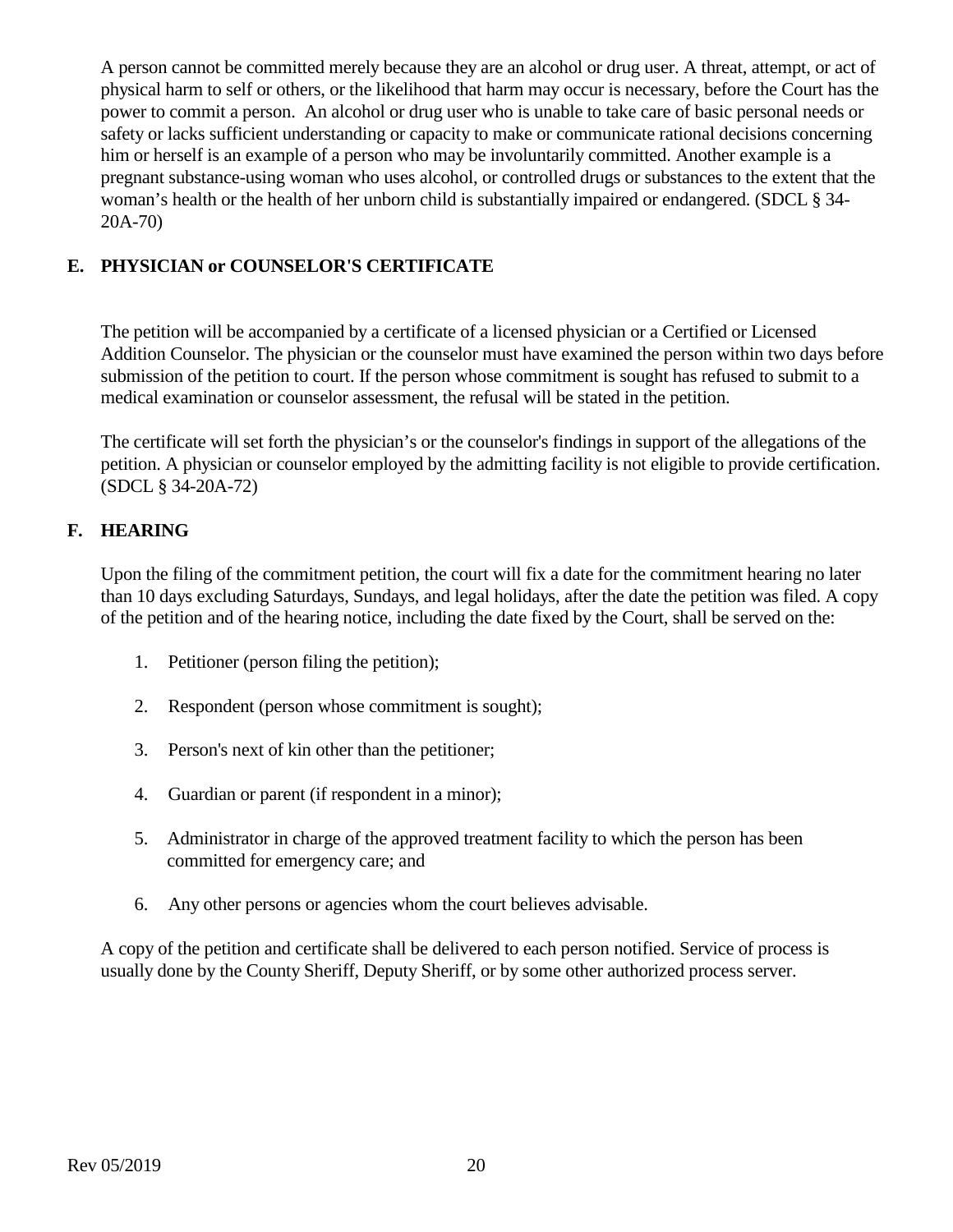A person cannot be committed merely because they are an alcohol or drug user. A threat, attempt, or act of physical harm to self or others, or the likelihood that harm may occur is necessary, before the Court has the power to commit a person. An alcohol or drug user who is unable to take care of basic personal needs or safety or lacks sufficient understanding or capacity to make or communicate rational decisions concerning him or herself is an example of a person who may be involuntarily committed. Another example is a pregnant substance-using woman who uses alcohol, or controlled drugs or substances to the extent that the woman's health or the health of her unborn child is substantially impaired or endangered. (SDCL § 34-20A-70)

## E. PHYSICIAN or COUNSELOR'S CERTIFICATE

The petition will be accompanied by a certificate of a licensed physician or a Certified or Licensed Addition Counselor. The physician or the counselor must have examined the person within two days before submission of the petition to court. If the person whose commitment is sought has refused to submit to a medical examination or counselor assessment, the refusal will be stated in the petition.

The certificate will set forth the physician's or the counselor's findings in support of the allegations of the petition. A physician or counselor employed by the admitting facility is not eligible to provide certification. (SDCL § 34-20A-72)

## F. HEARING

Upon the filing of the commitment petition, the court will fix a date for the commitment hearing no later than 10 days excluding Saturdays, Sundays, and legal holidays, after the date the petition was filed. A copy of the petition and of the hearing notice, including the date fixed by the Court, shall be served on the:

1. Petitioner (person filing the petition);
2. Respondent (person whose commitment is sought);
3. Person's next of kin other than the petitioner;
4. Guardian or parent (if respondent in a minor);
5. Administrator in charge of the approved treatment facility to which the person has been committed for emergency care; and
6. Any other persons or agencies whom the court believes advisable.

A copy of the petition and certificate shall be delivered to each person notified. Service of process is usually done by the County Sheriff, Deputy Sheriff, or by some other authorized process server.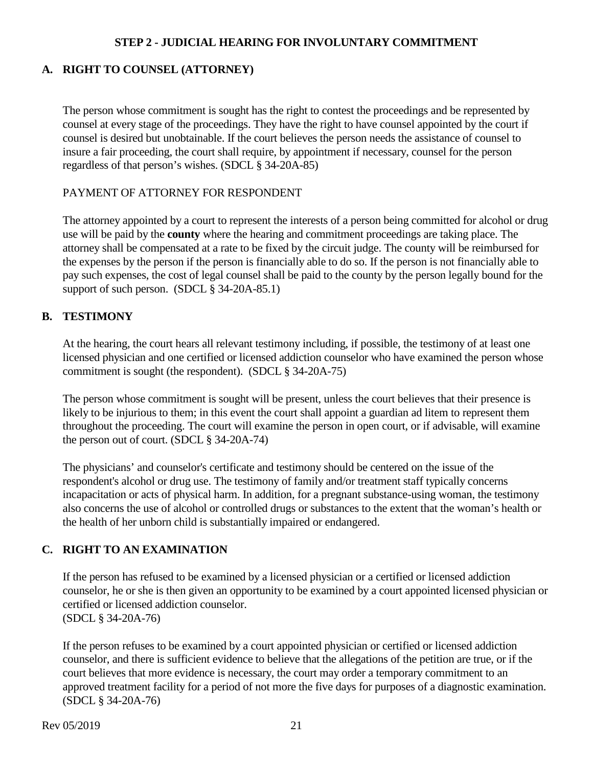## STEP 2 - JUDICIAL HEARING FOR INVOLUNTARY COMMITMENT

### A. RIGHT TO COUNSEL (ATTORNEY)

The person whose commitment is sought has the right to contest the proceedings and be represented by counsel at every stage of the proceedings. They have the right to have counsel appointed by the court if counsel is desired but unobtainable. If the court believes the person needs the assistance of counsel to insure a fair proceeding, the court shall require, by appointment if necessary, counsel for the person regardless of that person's wishes. (SDCL § 34-20A-85)

PAYMENT OF ATTORNEY FOR RESPONDENT

The attorney appointed by a court to represent the interests of a person being committed for alcohol or drug use will be paid by the **county** where the hearing and commitment proceedings are taking place. The attorney shall be compensated at a rate to be fixed by the circuit judge. The county will be reimbursed for the expenses by the person if the person is financially able to do so. If the person is not financially able to pay such expenses, the cost of legal counsel shall be paid to the county by the person legally bound for the support of such person. (SDCL § 34-20A-85.1)

### B. TESTIMONY

At the hearing, the court hears all relevant testimony including, if possible, the testimony of at least one licensed physician and one certified or licensed addiction counselor who have examined the person whose commitment is sought (the respondent). (SDCL § 34-20A-75)

The person whose commitment is sought will be present, unless the court believes that their presence is likely to be injurious to them; in this event the court shall appoint a guardian ad litem to represent them throughout the proceeding. The court will examine the person in open court, or if advisable, will examine the person out of court. (SDCL § 34-20A-74)

The physicians' and counselor's certificate and testimony should be centered on the issue of the respondent's alcohol or drug use. The testimony of family and/or treatment staff typically concerns incapacitation or acts of physical harm. In addition, for a pregnant substance-using woman, the testimony also concerns the use of alcohol or controlled drugs or substances to the extent that the woman's health or the health of her unborn child is substantially impaired or endangered.

### C. RIGHT TO AN EXAMINATION

If the person has refused to be examined by a licensed physician or a certified or licensed addiction counselor, he or she is then given an opportunity to be examined by a court appointed licensed physician or certified or licensed addiction counselor.
(SDCL § 34-20A-76)

If the person refuses to be examined by a court appointed physician or certified or licensed addiction counselor, and there is sufficient evidence to believe that the allegations of the petition are true, or if the court believes that more evidence is necessary, the court may order a temporary commitment to an approved treatment facility for a period of not more the five days for purposes of a diagnostic examination. (SDCL § 34-20A-76)

Rev 05/2019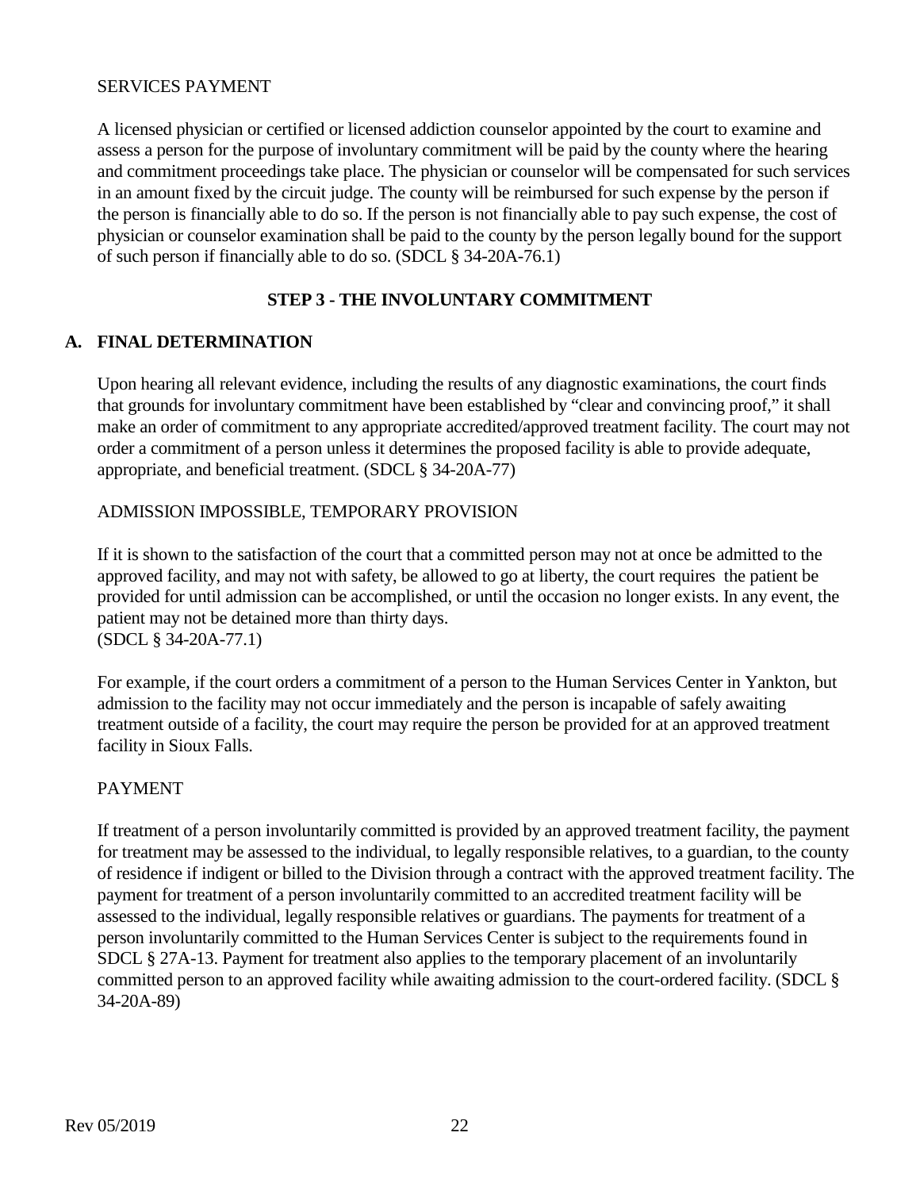SERVICES PAYMENT

A licensed physician or certified or licensed addiction counselor appointed by the court to examine and assess a person for the purpose of involuntary commitment will be paid by the county where the hearing and commitment proceedings take place. The physician or counselor will be compensated for such services in an amount fixed by the circuit judge. The county will be reimbursed for such expense by the person if the person is financially able to do so. If the person is not financially able to pay such expense, the cost of physician or counselor examination shall be paid to the county by the person legally bound for the support of such person if financially able to do so. (SDCL § 34-20A-76.1)

## STEP 3 - THE INVOLUNTARY COMMITMENT

### A. FINAL DETERMINATION

Upon hearing all relevant evidence, including the results of any diagnostic examinations, the court finds that grounds for involuntary commitment have been established by "clear and convincing proof," it shall make an order of commitment to any appropriate accredited/approved treatment facility. The court may not order a commitment of a person unless it determines the proposed facility is able to provide adequate, appropriate, and beneficial treatment. (SDCL § 34-20A-77)

ADMISSION IMPOSSIBLE, TEMPORARY PROVISION

If it is shown to the satisfaction of the court that a committed person may not at once be admitted to the approved facility, and may not with safety, be allowed to go at liberty, the court requires the patient be provided for until admission can be accomplished, or until the occasion no longer exists. In any event, the patient may not be detained more than thirty days.
(SDCL § 34-20A-77.1)

For example, if the court orders a commitment of a person to the Human Services Center in Yankton, but admission to the facility may not occur immediately and the person is incapable of safely awaiting treatment outside of a facility, the court may require the person be provided for at an approved treatment facility in Sioux Falls.

PAYMENT

If treatment of a person involuntarily committed is provided by an approved treatment facility, the payment for treatment may be assessed to the individual, to legally responsible relatives, to a guardian, to the county of residence if indigent or billed to the Division through a contract with the approved treatment facility. The payment for treatment of a person involuntarily committed to an accredited treatment facility will be assessed to the individual, legally responsible relatives or guardians. The payments for treatment of a person involuntarily committed to the Human Services Center is subject to the requirements found in SDCL § 27A-13. Payment for treatment also applies to the temporary placement of an involuntarily committed person to an approved facility while awaiting admission to the court-ordered facility. (SDCL § 34-20A-89)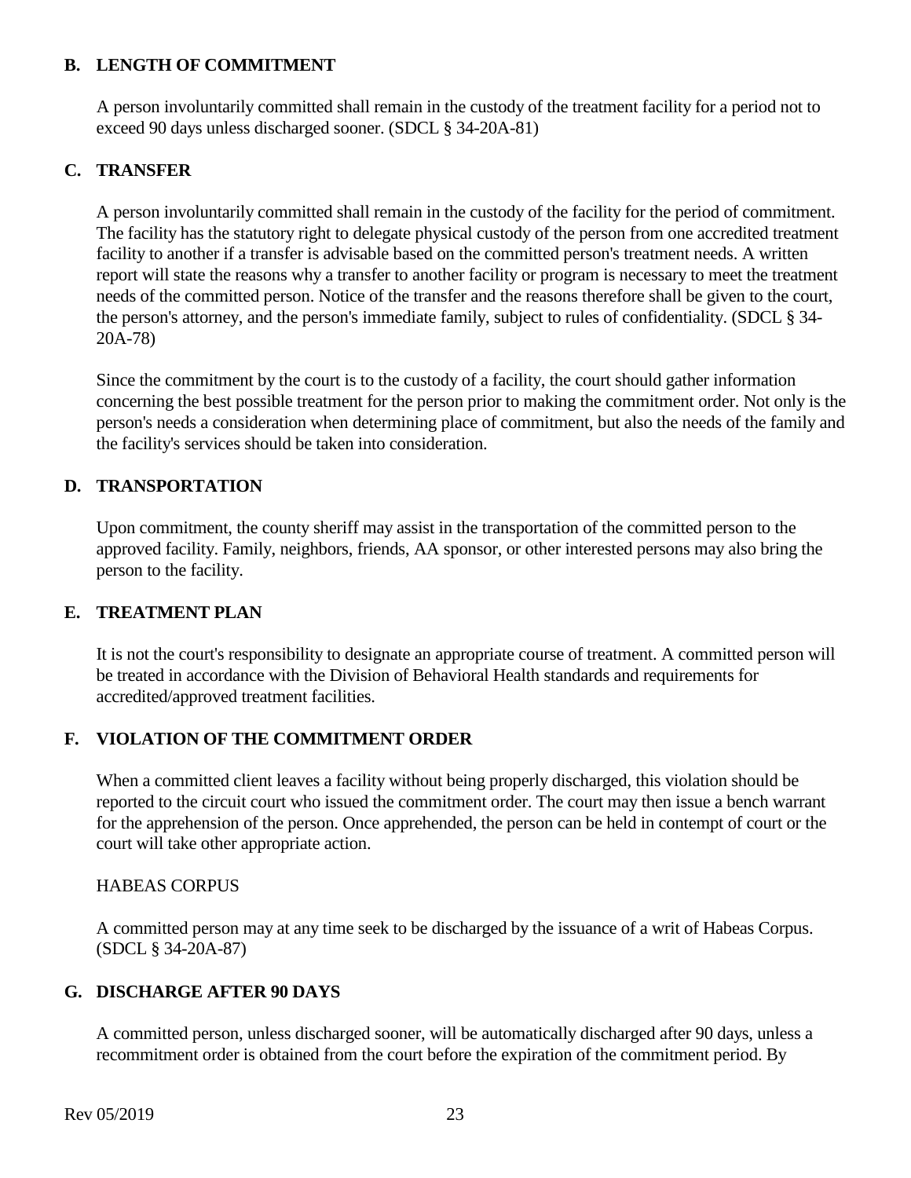## B. LENGTH OF COMMITMENT

A person involuntarily committed shall remain in the custody of the treatment facility for a period not to exceed 90 days unless discharged sooner. (SDCL § 34-20A-81)

## C. TRANSFER

A person involuntarily committed shall remain in the custody of the facility for the period of commitment. The facility has the statutory right to delegate physical custody of the person from one accredited treatment facility to another if a transfer is advisable based on the committed person's treatment needs. A written report will state the reasons why a transfer to another facility or program is necessary to meet the treatment needs of the committed person. Notice of the transfer and the reasons therefore shall be given to the court, the person's attorney, and the person's immediate family, subject to rules of confidentiality. (SDCL § 34-20A-78)

Since the commitment by the court is to the custody of a facility, the court should gather information concerning the best possible treatment for the person prior to making the commitment order. Not only is the person's needs a consideration when determining place of commitment, but also the needs of the family and the facility's services should be taken into consideration.

## D. TRANSPORTATION

Upon commitment, the county sheriff may assist in the transportation of the committed person to the approved facility. Family, neighbors, friends, AA sponsor, or other interested persons may also bring the person to the facility.

## E. TREATMENT PLAN

It is not the court's responsibility to designate an appropriate course of treatment. A committed person will be treated in accordance with the Division of Behavioral Health standards and requirements for accredited/approved treatment facilities.

## F. VIOLATION OF THE COMMITMENT ORDER

When a committed client leaves a facility without being properly discharged, this violation should be reported to the circuit court who issued the commitment order. The court may then issue a bench warrant for the apprehension of the person. Once apprehended, the person can be held in contempt of court or the court will take other appropriate action.

HABEAS CORPUS

A committed person may at any time seek to be discharged by the issuance of a writ of Habeas Corpus. (SDCL § 34-20A-87)

## G. DISCHARGE AFTER 90 DAYS

A committed person, unless discharged sooner, will be automatically discharged after 90 days, unless a recommitment order is obtained from the court before the expiration of the commitment period. By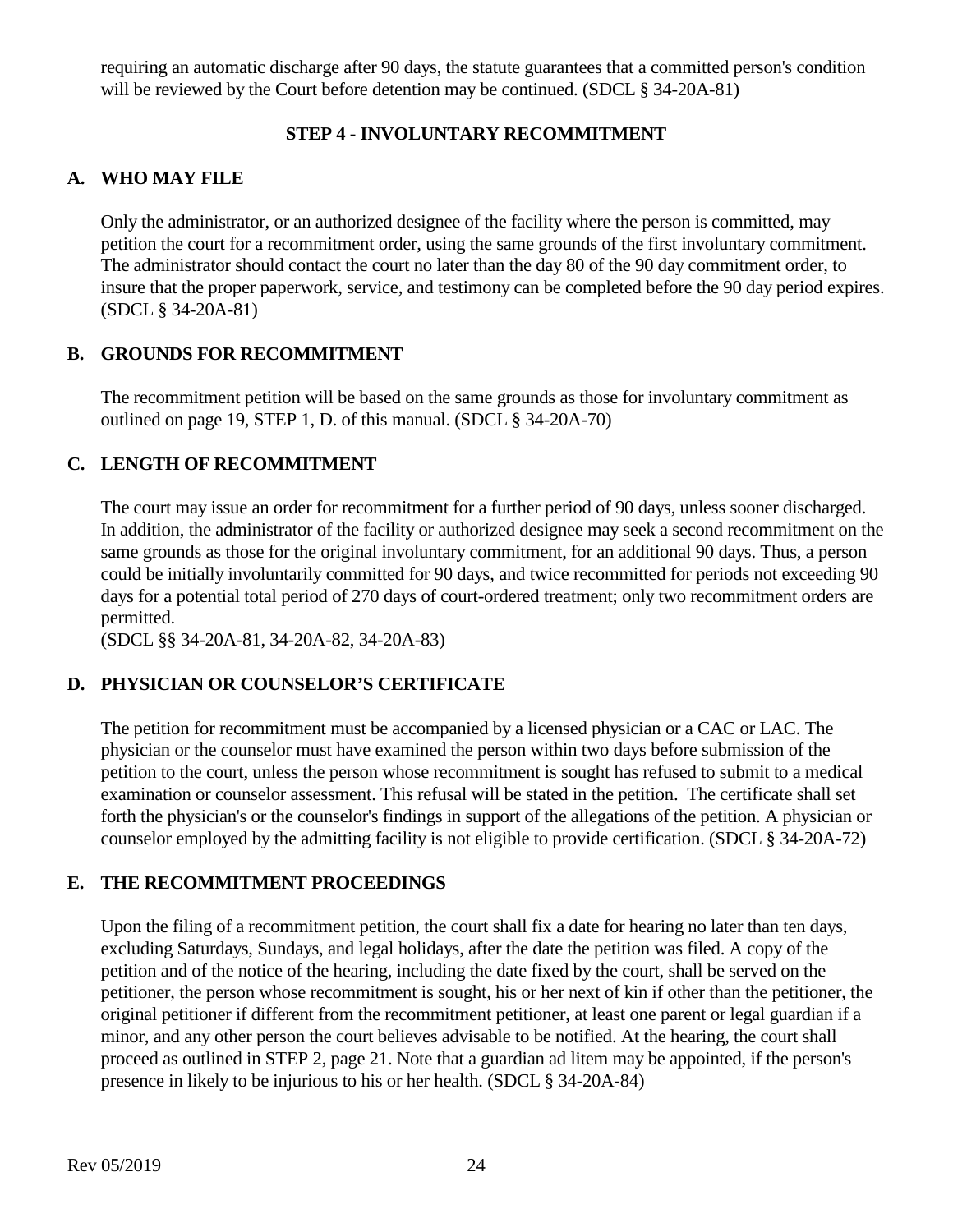requiring an automatic discharge after 90 days, the statute guarantees that a committed person's condition will be reviewed by the Court before detention may be continued. (SDCL § 34-20A-81)

## STEP 4 - INVOLUNTARY RECOMMITMENT

### A. WHO MAY FILE

Only the administrator, or an authorized designee of the facility where the person is committed, may petition the court for a recommitment order, using the same grounds of the first involuntary commitment. The administrator should contact the court no later than the day 80 of the 90 day commitment order, to insure that the proper paperwork, service, and testimony can be completed before the 90 day period expires. (SDCL § 34-20A-81)

### B. GROUNDS FOR RECOMMITMENT

The recommitment petition will be based on the same grounds as those for involuntary commitment as outlined on page 19, STEP 1, D. of this manual. (SDCL § 34-20A-70)

### C. LENGTH OF RECOMMITMENT

The court may issue an order for recommitment for a further period of 90 days, unless sooner discharged. In addition, the administrator of the facility or authorized designee may seek a second recommitment on the same grounds as those for the original involuntary commitment, for an additional 90 days. Thus, a person could be initially involuntarily committed for 90 days, and twice recommitted for periods not exceeding 90 days for a potential total period of 270 days of court-ordered treatment; only two recommitment orders are permitted.
(SDCL §§ 34-20A-81, 34-20A-82, 34-20A-83)

### D. PHYSICIAN OR COUNSELOR'S CERTIFICATE

The petition for recommitment must be accompanied by a licensed physician or a CAC or LAC. The physician or the counselor must have examined the person within two days before submission of the petition to the court, unless the person whose recommitment is sought has refused to submit to a medical examination or counselor assessment. This refusal will be stated in the petition. The certificate shall set forth the physician's or the counselor's findings in support of the allegations of the petition. A physician or counselor employed by the admitting facility is not eligible to provide certification. (SDCL § 34-20A-72)

### E. THE RECOMMITMENT PROCEEDINGS

Upon the filing of a recommitment petition, the court shall fix a date for hearing no later than ten days, excluding Saturdays, Sundays, and legal holidays, after the date the petition was filed. A copy of the petition and of the notice of the hearing, including the date fixed by the court, shall be served on the petitioner, the person whose recommitment is sought, his or her next of kin if other than the petitioner, the original petitioner if different from the recommitment petitioner, at least one parent or legal guardian if a minor, and any other person the court believes advisable to be notified. At the hearing, the court shall proceed as outlined in STEP 2, page 21. Note that a guardian ad litem may be appointed, if the person's presence in likely to be injurious to his or her health. (SDCL § 34-20A-84)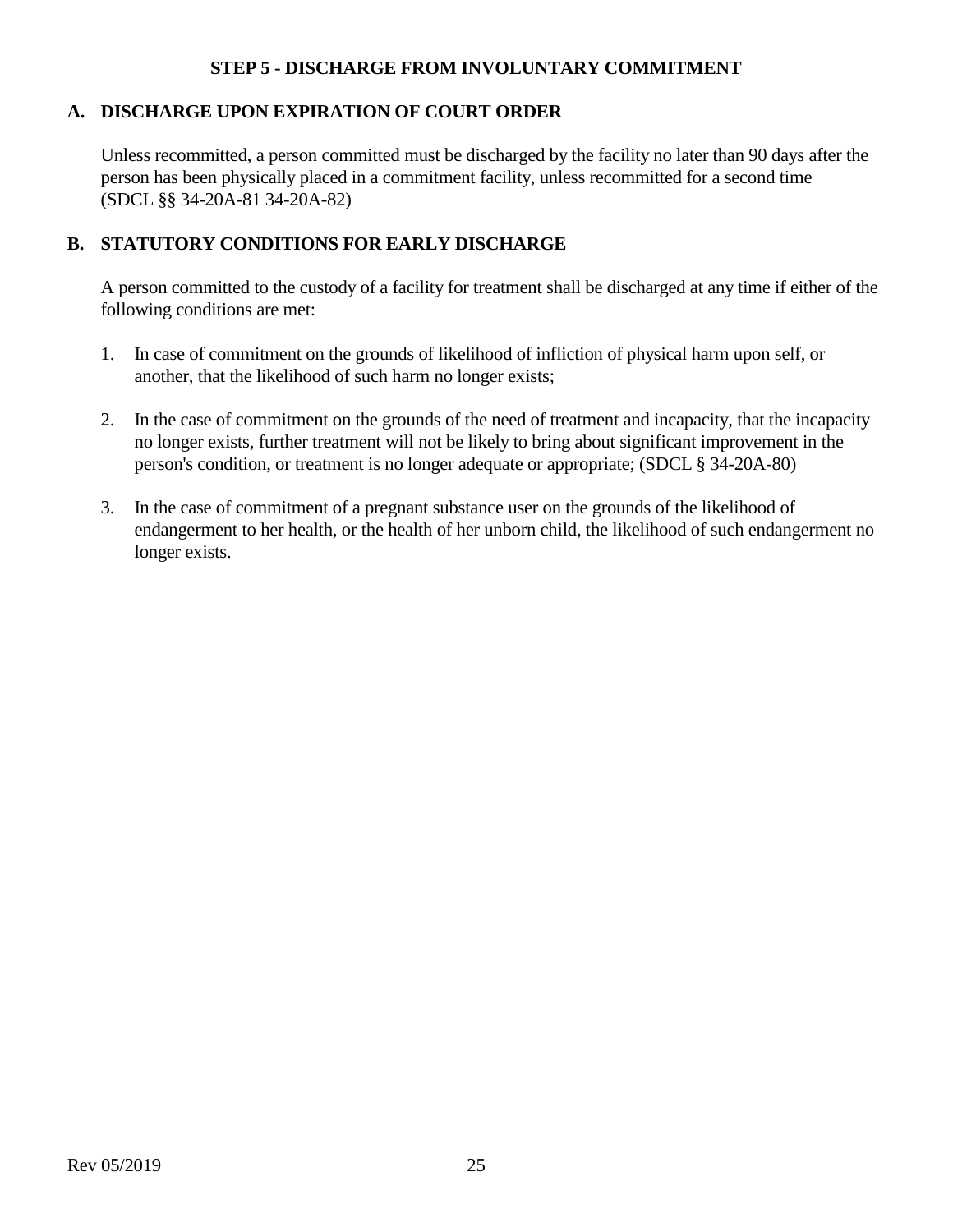## STEP 5 - DISCHARGE FROM INVOLUNTARY COMMITMENT

### A. DISCHARGE UPON EXPIRATION OF COURT ORDER

Unless recommitted, a person committed must be discharged by the facility no later than 90 days after the person has been physically placed in a commitment facility, unless recommitted for a second time (SDCL §§ 34-20A-81 34-20A-82)

### B. STATUTORY CONDITIONS FOR EARLY DISCHARGE

A person committed to the custody of a facility for treatment shall be discharged at any time if either of the following conditions are met:

1. In case of commitment on the grounds of likelihood of infliction of physical harm upon self, or another, that the likelihood of such harm no longer exists;
2. In the case of commitment on the grounds of the need of treatment and incapacity, that the incapacity no longer exists, further treatment will not be likely to bring about significant improvement in the person's condition, or treatment is no longer adequate or appropriate; (SDCL § 34-20A-80)
3. In the case of commitment of a pregnant substance user on the grounds of the likelihood of endangerment to her health, or the health of her unborn child, the likelihood of such endangerment no longer exists.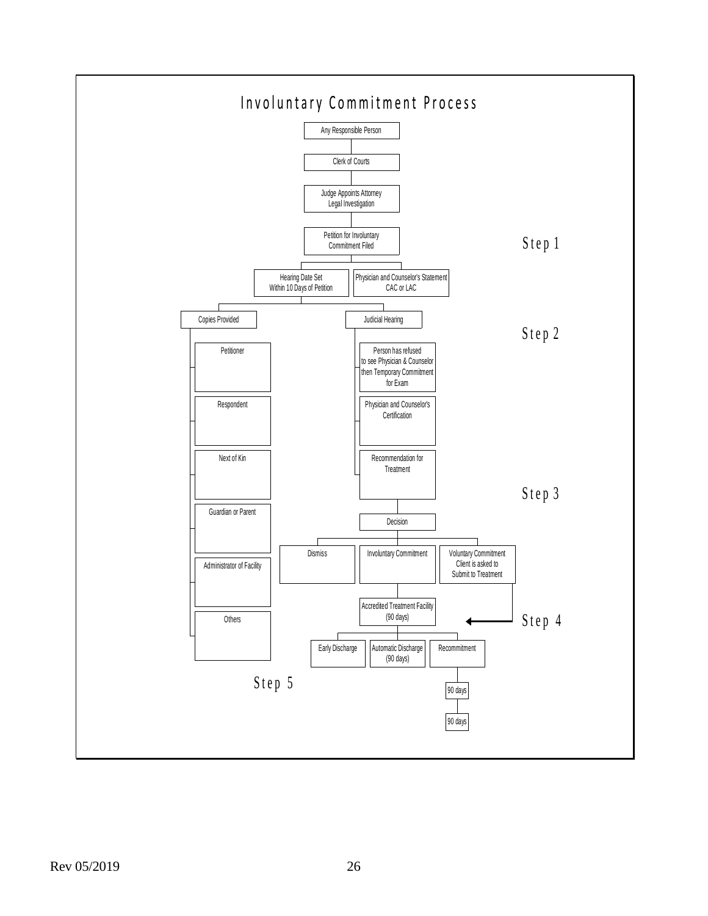# Involuntary Commitment Process

Any Responsible Person

Clerk of Courts

Judge Appoints Attorney
Legal Investigation

Petition for Involuntary Commitment Filed

Step 1

Hearing Date Set Within 10 Days of Petition

Physician and Counselor's Statement CAC or LAC

Copies Provided

Judicial Hearing

Step 2

Petitioner

Person has refused to see Physician & Counselor then Temporary Commitment for Exam

Respondent

Physician and Counselor's Certification

Next of Kin

Recommendation for Treatment

Step 3

Guardian or Parent

Decision

Dismiss

Involuntary Commitment

Voluntary Commitment Client is asked to Submit to Treatment

Administrator of Facility

Accredited Treatment Facility (90 days)

Step 4

Others

Early Discharge

Automatic Discharge (90 days)

Recommitment

Step 5

90 days

90 days

Rev 05/2019